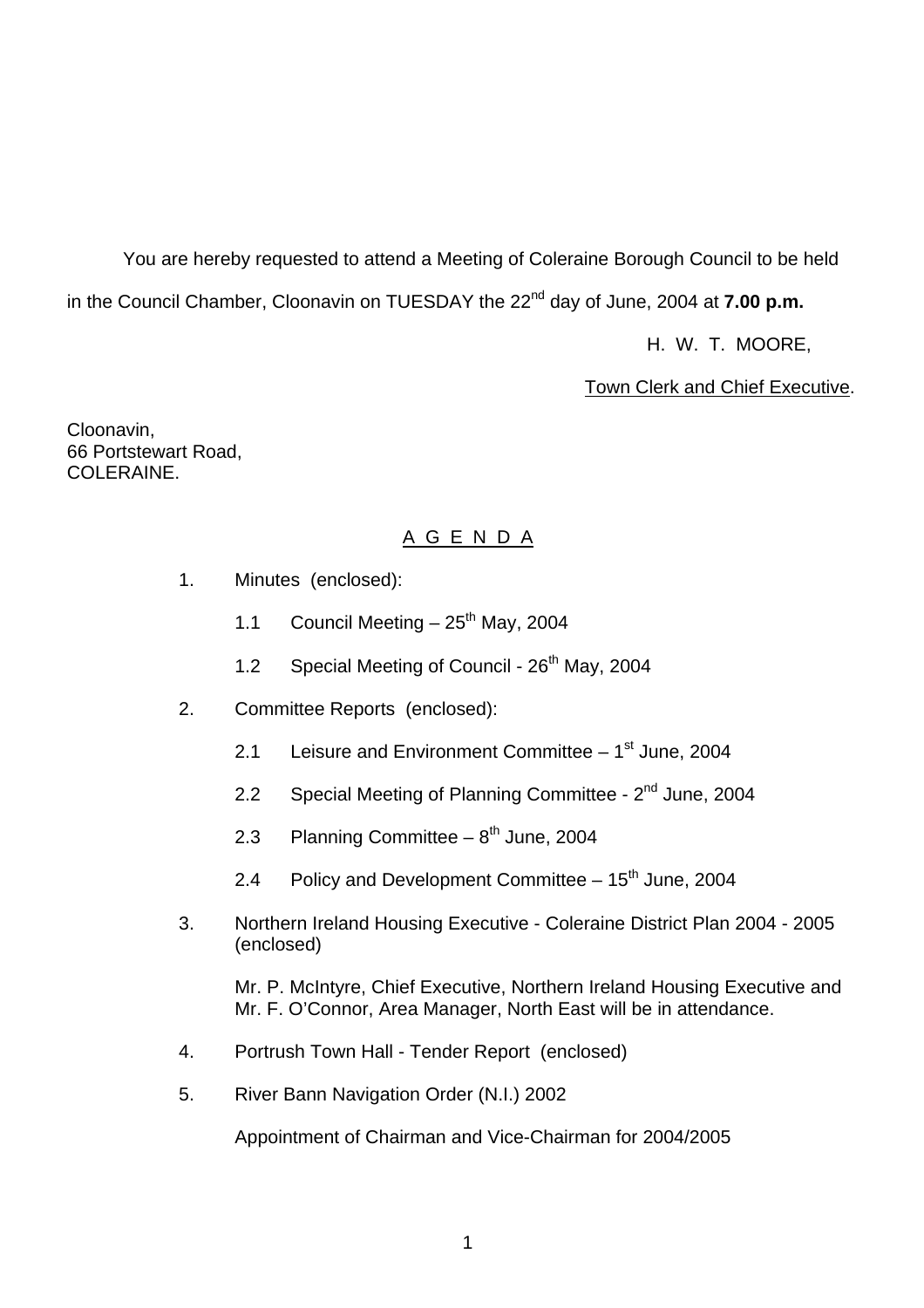You are hereby requested to attend a Meeting of Coleraine Borough Council to be held in the Council Chamber, Cloonavin on TUESDAY the 22nd day of June, 2004 at **7.00 p.m.**

H. W. T. MOORE,

Town Clerk and Chief Executive.

Cloonavin,
66 Portstewart Road,
COLERAINE.

## A G E N D A

1. Minutes (enclosed):

   1.1 Council Meeting – 25th May, 2004

   1.2 Special Meeting of Council - 26th May, 2004

2. Committee Reports (enclosed):

   2.1 Leisure and Environment Committee – 1st June, 2004

   2.2 Special Meeting of Planning Committee - 2nd June, 2004

   2.3 Planning Committee – 8th June, 2004

   2.4 Policy and Development Committee – 15th June, 2004

3. Northern Ireland Housing Executive - Coleraine District Plan 2004 - 2005 (enclosed)

   Mr. P. McIntyre, Chief Executive, Northern Ireland Housing Executive and Mr. F. O'Connor, Area Manager, North East will be in attendance.

4. Portrush Town Hall - Tender Report (enclosed)

5. River Bann Navigation Order (N.I.) 2002

   Appointment of Chairman and Vice-Chairman for 2004/2005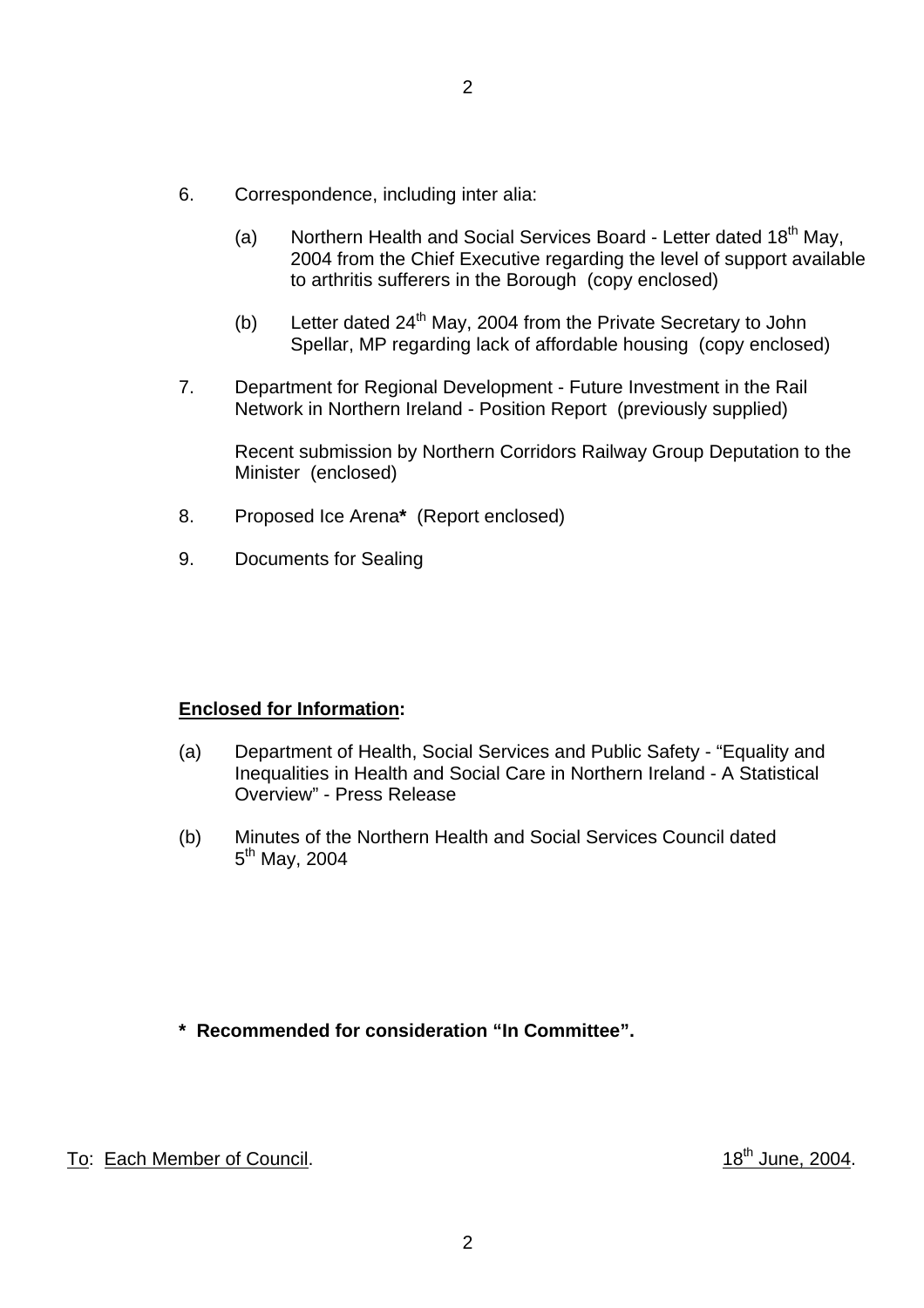6. Correspondence, including inter alia:

   (a) Northern Health and Social Services Board - Letter dated 18th May, 2004 from the Chief Executive regarding the level of support available to arthritis sufferers in the Borough (copy enclosed)

   (b) Letter dated 24th May, 2004 from the Private Secretary to John Spellar, MP regarding lack of affordable housing (copy enclosed)

7. Department for Regional Development - Future Investment in the Rail Network in Northern Ireland - Position Report (previously supplied)

   Recent submission by Northern Corridors Railway Group Deputation to the Minister (enclosed)

8. Proposed Ice Arena**\*** (Report enclosed)

9. Documents for Sealing

**Enclosed for Information:**

(a) Department of Health, Social Services and Public Safety - "Equality and Inequalities in Health and Social Care in Northern Ireland - A Statistical Overview" - Press Release

(b) Minutes of the Northern Health and Social Services Council dated 5th May, 2004

**\* Recommended for consideration "In Committee".**

To: Each Member of Council. 18th June, 2004.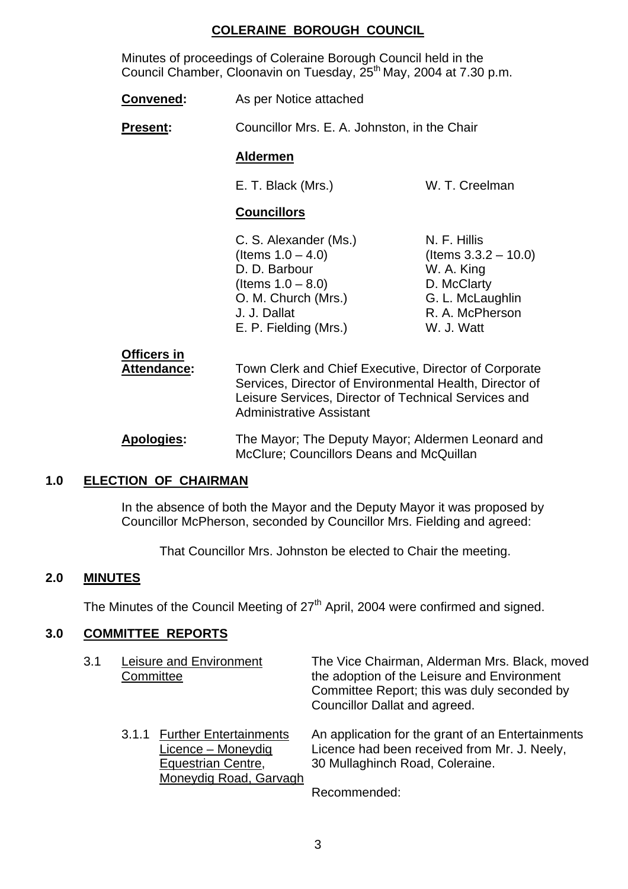# COLERAINE BOROUGH COUNCIL

Minutes of proceedings of Coleraine Borough Council held in the Council Chamber, Cloonavin on Tuesday, 25th May, 2004 at 7.30 p.m.

**Convened:** As per Notice attached

**Present:** Councillor Mrs. E. A. Johnston, in the Chair

**Aldermen**

| | |
|---|---|
| E. T. Black (Mrs.) | W. T. Creelman |

**Councillors**

| | |
|---|---|
| C. S. Alexander (Ms.) (Items 1.0 – 4.0) | N. F. Hillis (Items 3.3.2 – 10.0) |
| D. D. Barbour (Items 1.0 – 8.0) | W. A. King |
| | D. McClarty |
| O. M. Church (Mrs.) | G. L. McLaughlin |
| J. J. Dallat | R. A. McPherson |
| E. P. Fielding (Mrs.) | W. J. Watt |

**Officers in Attendance:** Town Clerk and Chief Executive, Director of Corporate Services, Director of Environmental Health, Director of Leisure Services, Director of Technical Services and Administrative Assistant

**Apologies:** The Mayor; The Deputy Mayor; Aldermen Leonard and McClure; Councillors Deans and McQuillan

## 1.0 ELECTION OF CHAIRMAN

In the absence of both the Mayor and the Deputy Mayor it was proposed by Councillor McPherson, seconded by Councillor Mrs. Fielding and agreed:

That Councillor Mrs. Johnston be elected to Chair the meeting.

## 2.0 MINUTES

The Minutes of the Council Meeting of 27th April, 2004 were confirmed and signed.

## 3.0 COMMITTEE REPORTS

3.1 Leisure and Environment Committee

The Vice Chairman, Alderman Mrs. Black, moved the adoption of the Leisure and Environment Committee Report; this was duly seconded by Councillor Dallat and agreed.

3.1.1 Further Entertainments Licence – Moneydig Equestrian Centre, Moneydig Road, Garvagh

An application for the grant of an Entertainments Licence had been received from Mr. J. Neely, 30 Mullaghinch Road, Coleraine.

Recommended: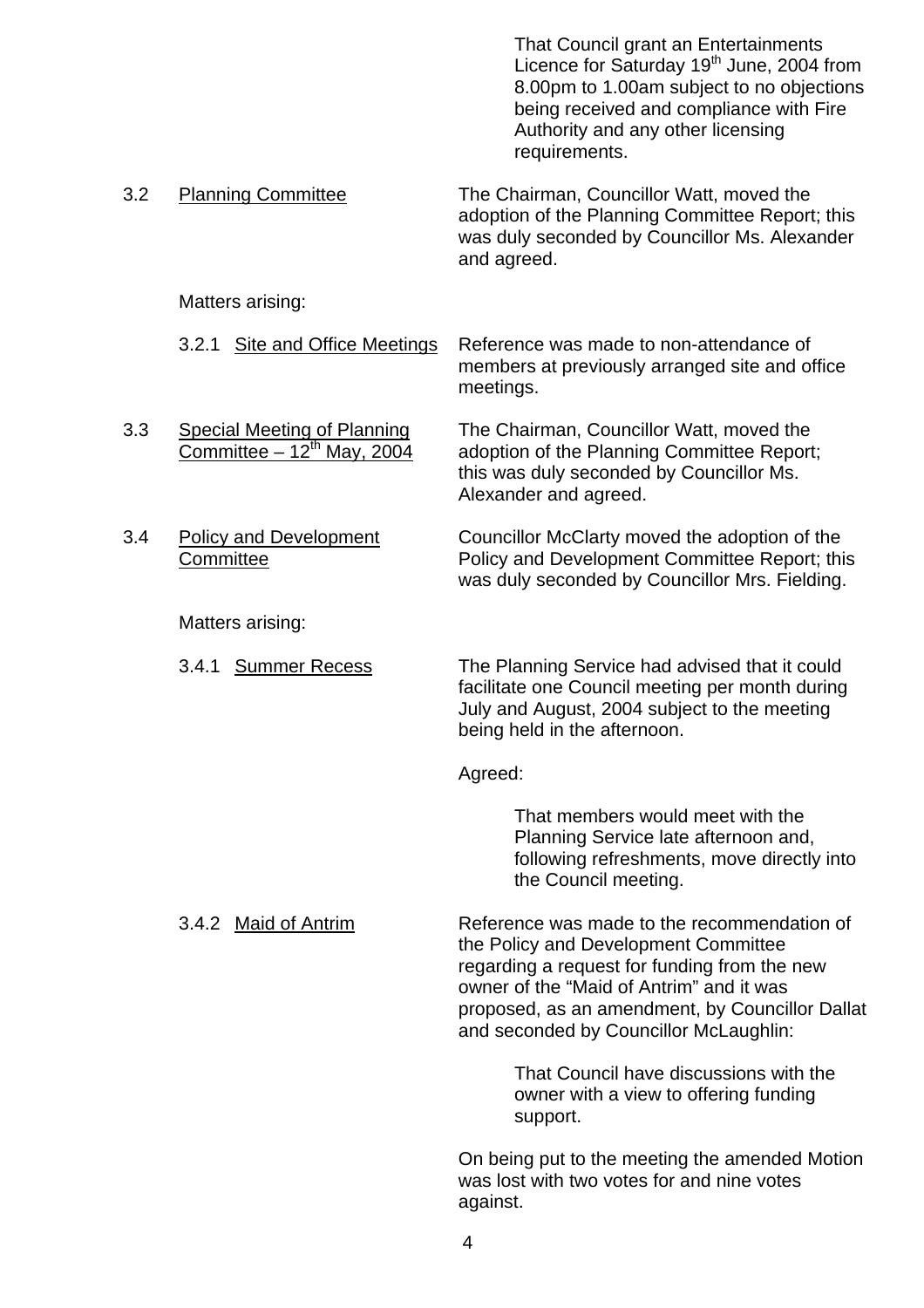> That Council grant an Entertainments Licence for Saturday 19th June, 2004 from 8.00pm to 1.00am subject to no objections being received and compliance with Fire Authority and any other licensing requirements.

3.2 Planning Committee

The Chairman, Councillor Watt, moved the adoption of the Planning Committee Report; this was duly seconded by Councillor Ms. Alexander and agreed.

Matters arising:

3.2.1 Site and Office Meetings

Reference was made to non-attendance of members at previously arranged site and office meetings.

3.3 Special Meeting of Planning Committee – 12th May, 2004

The Chairman, Councillor Watt, moved the adoption of the Planning Committee Report; this was duly seconded by Councillor Ms. Alexander and agreed.

3.4 Policy and Development Committee

Councillor McClarty moved the adoption of the Policy and Development Committee Report; this was duly seconded by Councillor Mrs. Fielding.

Matters arising:

3.4.1 Summer Recess

The Planning Service had advised that it could facilitate one Council meeting per month during July and August, 2004 subject to the meeting being held in the afternoon.

Agreed:

> That members would meet with the Planning Service late afternoon and, following refreshments, move directly into the Council meeting.

3.4.2 Maid of Antrim

Reference was made to the recommendation of the Policy and Development Committee regarding a request for funding from the new owner of the "Maid of Antrim" and it was proposed, as an amendment, by Councillor Dallat and seconded by Councillor McLaughlin:

> That Council have discussions with the owner with a view to offering funding support.

On being put to the meeting the amended Motion was lost with two votes for and nine votes against.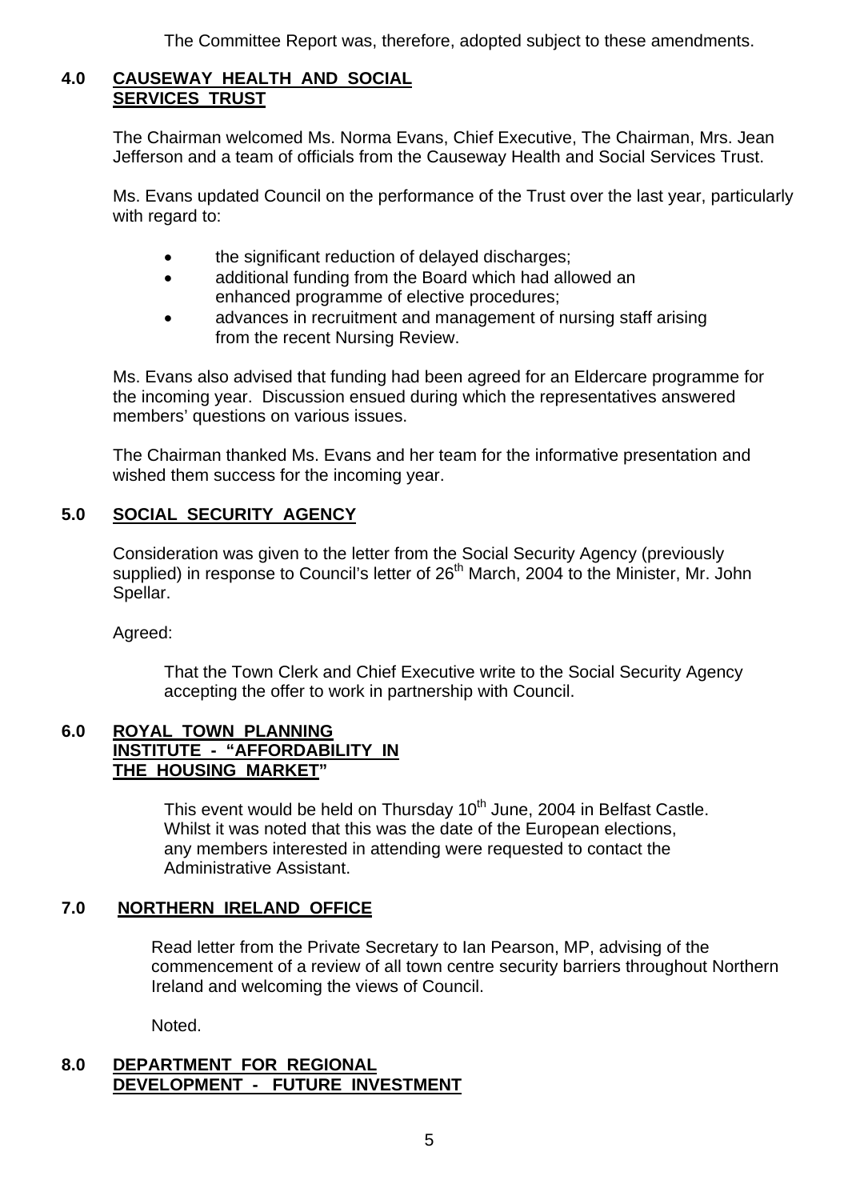The Committee Report was, therefore, adopted subject to these amendments.

## 4.0 CAUSEWAY HEALTH AND SOCIAL SERVICES TRUST

The Chairman welcomed Ms. Norma Evans, Chief Executive, The Chairman, Mrs. Jean Jefferson and a team of officials from the Causeway Health and Social Services Trust.

Ms. Evans updated Council on the performance of the Trust over the last year, particularly with regard to:

- the significant reduction of delayed discharges;
- additional funding from the Board which had allowed an enhanced programme of elective procedures;
- advances in recruitment and management of nursing staff arising from the recent Nursing Review.

Ms. Evans also advised that funding had been agreed for an Eldercare programme for the incoming year. Discussion ensued during which the representatives answered members' questions on various issues.

The Chairman thanked Ms. Evans and her team for the informative presentation and wished them success for the incoming year.

## 5.0 SOCIAL SECURITY AGENCY

Consideration was given to the letter from the Social Security Agency (previously supplied) in response to Council's letter of 26th March, 2004 to the Minister, Mr. John Spellar.

Agreed:

That the Town Clerk and Chief Executive write to the Social Security Agency accepting the offer to work in partnership with Council.

## 6.0 ROYAL TOWN PLANNING INSTITUTE - "AFFORDABILITY IN THE HOUSING MARKET"

This event would be held on Thursday 10th June, 2004 in Belfast Castle. Whilst it was noted that this was the date of the European elections, any members interested in attending were requested to contact the Administrative Assistant.

## 7.0 NORTHERN IRELAND OFFICE

Read letter from the Private Secretary to Ian Pearson, MP, advising of the commencement of a review of all town centre security barriers throughout Northern Ireland and welcoming the views of Council.

Noted.

## 8.0 DEPARTMENT FOR REGIONAL DEVELOPMENT - FUTURE INVESTMENT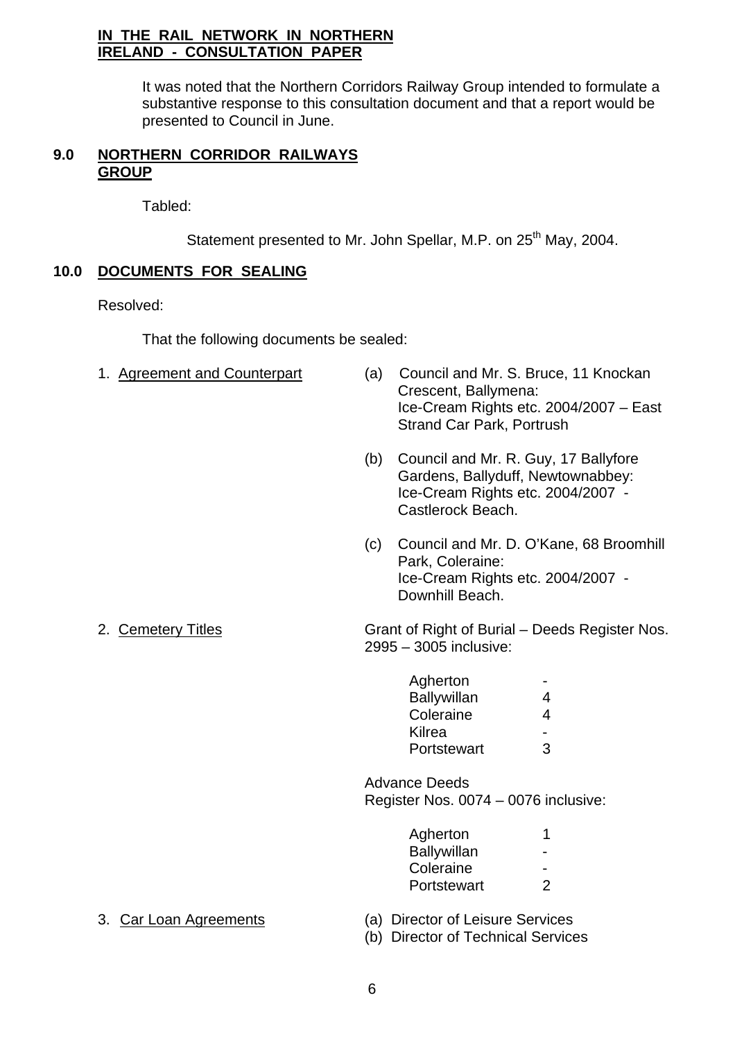**IN THE RAIL NETWORK IN NORTHERN IRELAND - CONSULTATION PAPER**

It was noted that the Northern Corridors Railway Group intended to formulate a substantive response to this consultation document and that a report would be presented to Council in June.

## 9.0 NORTHERN CORRIDOR RAILWAYS GROUP

Tabled:

Statement presented to Mr. John Spellar, M.P. on 25th May, 2004.

## 10.0 DOCUMENTS FOR SEALING

Resolved:

That the following documents be sealed:

1. Agreement and Counterpart
   - (a) Council and Mr. S. Bruce, 11 Knockan Crescent, Ballymena: Ice-Cream Rights etc. 2004/2007 – East Strand Car Park, Portrush
   - (b) Council and Mr. R. Guy, 17 Ballyfore Gardens, Ballyduff, Newtownabbey: Ice-Cream Rights etc. 2004/2007 - Castlerock Beach.
   - (c) Council and Mr. D. O'Kane, 68 Broomhill Park, Coleraine: Ice-Cream Rights etc. 2004/2007 - Downhill Beach.

2. Cemetery Titles

   Grant of Right of Burial – Deeds Register Nos. 2995 – 3005 inclusive:

| | |
|---|---|
| Agherton | - |
| Ballywillan | 4 |
| Coleraine | 4 |
| Kilrea | - |
| Portstewart | 3 |

   Advance Deeds
   Register Nos. 0074 – 0076 inclusive:

| | |
|---|---|
| Agherton | 1 |
| Ballywillan | - |
| Coleraine | - |
| Portstewart | 2 |

3. Car Loan Agreements
   - (a) Director of Leisure Services
   - (b) Director of Technical Services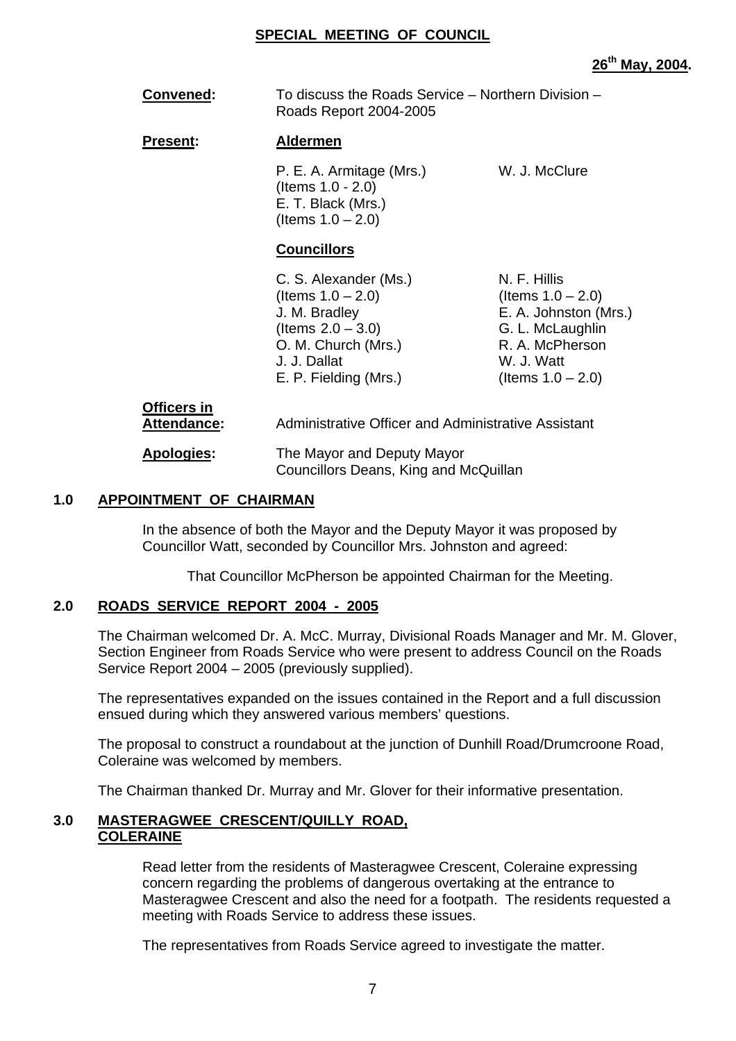## SPECIAL MEETING OF COUNCIL

**26th May, 2004.**

**Convened:** To discuss the Roads Service – Northern Division – Roads Report 2004-2005

**Present:** **Aldermen**

P. E. A. Armitage (Mrs.) (Items 1.0 - 2.0)
E. T. Black (Mrs.) (Items 1.0 – 2.0)
W. J. McClure

**Councillors**

C. S. Alexander (Ms.) (Items 1.0 – 2.0)
J. M. Bradley (Items 2.0 – 3.0)
O. M. Church (Mrs.)
J. J. Dallat
E. P. Fielding (Mrs.)
N. F. Hillis (Items 1.0 – 2.0)
E. A. Johnston (Mrs.)
G. L. McLaughlin
R. A. McPherson
W. J. Watt (Items 1.0 – 2.0)

**Officers in Attendance:** Administrative Officer and Administrative Assistant

**Apologies:** The Mayor and Deputy Mayor
Councillors Deans, King and McQuillan

### 1.0 APPOINTMENT OF CHAIRMAN

In the absence of both the Mayor and the Deputy Mayor it was proposed by Councillor Watt, seconded by Councillor Mrs. Johnston and agreed:

That Councillor McPherson be appointed Chairman for the Meeting.

### 2.0 ROADS SERVICE REPORT 2004 - 2005

The Chairman welcomed Dr. A. McC. Murray, Divisional Roads Manager and Mr. M. Glover, Section Engineer from Roads Service who were present to address Council on the Roads Service Report 2004 – 2005 (previously supplied).

The representatives expanded on the issues contained in the Report and a full discussion ensued during which they answered various members' questions.

The proposal to construct a roundabout at the junction of Dunhill Road/Drumcroone Road, Coleraine was welcomed by members.

The Chairman thanked Dr. Murray and Mr. Glover for their informative presentation.

### 3.0 MASTERAGWEE CRESCENT/QUILLY ROAD, COLERAINE

Read letter from the residents of Masteragwee Crescent, Coleraine expressing concern regarding the problems of dangerous overtaking at the entrance to Masteragwee Crescent and also the need for a footpath. The residents requested a meeting with Roads Service to address these issues.

The representatives from Roads Service agreed to investigate the matter.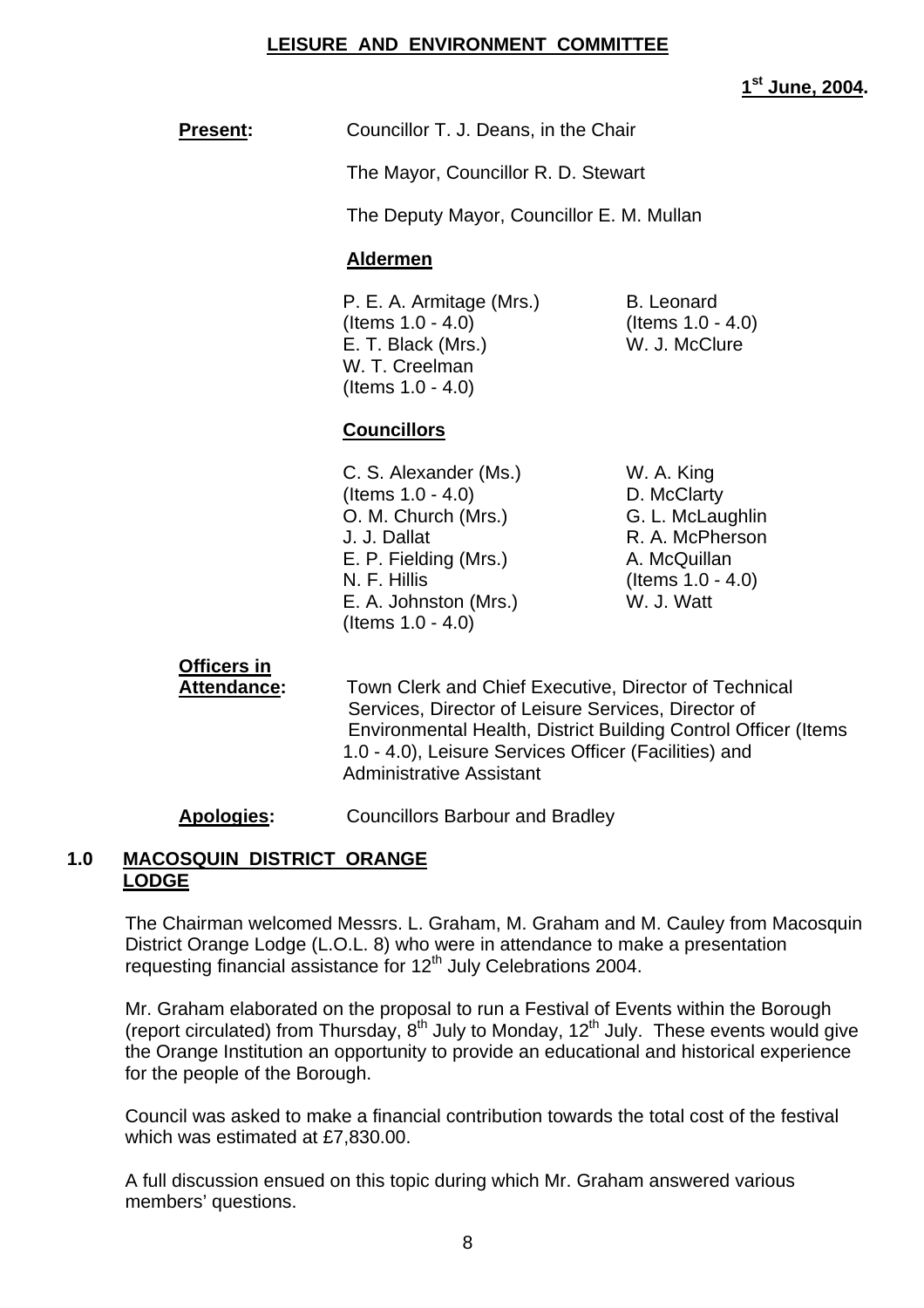## LEISURE AND ENVIRONMENT COMMITTEE

**1st June, 2004.**

**Present:** Councillor T. J. Deans, in the Chair

The Mayor, Councillor R. D. Stewart

The Deputy Mayor, Councillor E. M. Mullan

**Aldermen**

P. E. A. Armitage (Mrs.) (Items 1.0 - 4.0)
E. T. Black (Mrs.)
W. T. Creelman (Items 1.0 - 4.0)
B. Leonard (Items 1.0 - 4.0)
W. J. McClure

**Councillors**

C. S. Alexander (Ms.) (Items 1.0 - 4.0)
O. M. Church (Mrs.)
J. J. Dallat
E. P. Fielding (Mrs.)
N. F. Hillis
E. A. Johnston (Mrs.) (Items 1.0 - 4.0)
W. A. King
D. McClarty
G. L. McLaughlin
R. A. McPherson
A. McQuillan (Items 1.0 - 4.0)
W. J. Watt

**Officers in Attendance:** Town Clerk and Chief Executive, Director of Technical Services, Director of Leisure Services, Director of Environmental Health, District Building Control Officer (Items 1.0 - 4.0), Leisure Services Officer (Facilities) and Administrative Assistant

**Apologies:** Councillors Barbour and Bradley

### 1.0 MACOSQUIN DISTRICT ORANGE LODGE

The Chairman welcomed Messrs. L. Graham, M. Graham and M. Cauley from Macosquin District Orange Lodge (L.O.L. 8) who were in attendance to make a presentation requesting financial assistance for 12th July Celebrations 2004.

Mr. Graham elaborated on the proposal to run a Festival of Events within the Borough (report circulated) from Thursday, 8th July to Monday, 12th July. These events would give the Orange Institution an opportunity to provide an educational and historical experience for the people of the Borough.

Council was asked to make a financial contribution towards the total cost of the festival which was estimated at £7,830.00.

A full discussion ensued on this topic during which Mr. Graham answered various members' questions.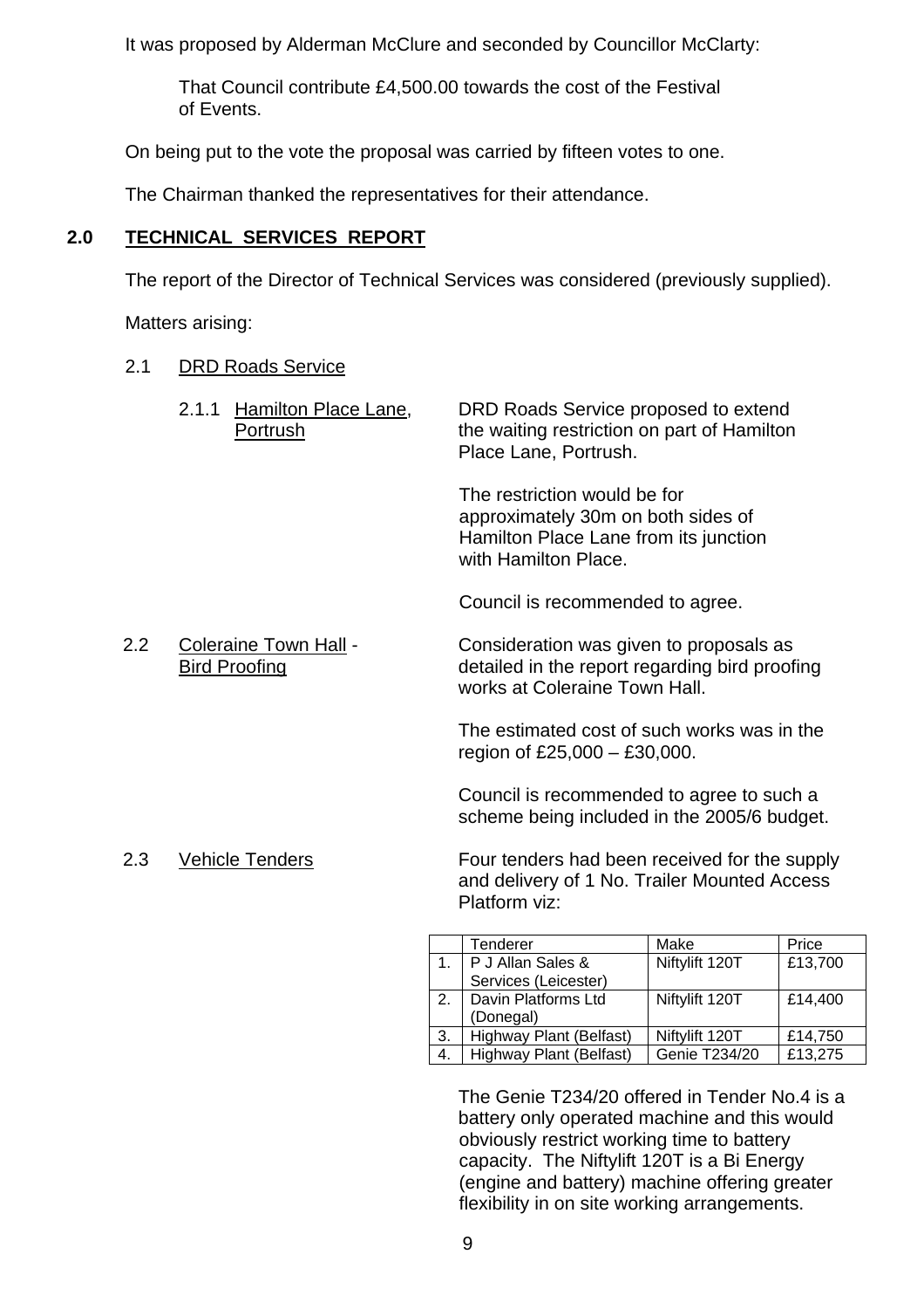It was proposed by Alderman McClure and seconded by Councillor McClarty:

> That Council contribute £4,500.00 towards the cost of the Festival of Events.

On being put to the vote the proposal was carried by fifteen votes to one.

The Chairman thanked the representatives for their attendance.

## 2.0 TECHNICAL SERVICES REPORT

The report of the Director of Technical Services was considered (previously supplied).

Matters arising:

### 2.1 DRD Roads Service

#### 2.1.1 Hamilton Place Lane, Portrush

DRD Roads Service proposed to extend the waiting restriction on part of Hamilton Place Lane, Portrush.

The restriction would be for approximately 30m on both sides of Hamilton Place Lane from its junction with Hamilton Place.

Council is recommended to agree.

### 2.2 Coleraine Town Hall - Bird Proofing

Consideration was given to proposals as detailed in the report regarding bird proofing works at Coleraine Town Hall.

The estimated cost of such works was in the region of £25,000 – £30,000.

Council is recommended to agree to such a scheme being included in the 2005/6 budget.

### 2.3 Vehicle Tenders

Four tenders had been received for the supply and delivery of 1 No. Trailer Mounted Access Platform viz:

| | Tenderer | Make | Price |
|---|---|---|---|
| 1. | P J Allan Sales & Services (Leicester) | Niftylift 120T | £13,700 |
| 2. | Davin Platforms Ltd (Donegal) | Niftylift 120T | £14,400 |
| 3. | Highway Plant (Belfast) | Niftylift 120T | £14,750 |
| 4. | Highway Plant (Belfast) | Genie T234/20 | £13,275 |

The Genie T234/20 offered in Tender No.4 is a battery only operated machine and this would obviously restrict working time to battery capacity. The Niftylift 120T is a Bi Energy (engine and battery) machine offering greater flexibility in on site working arrangements.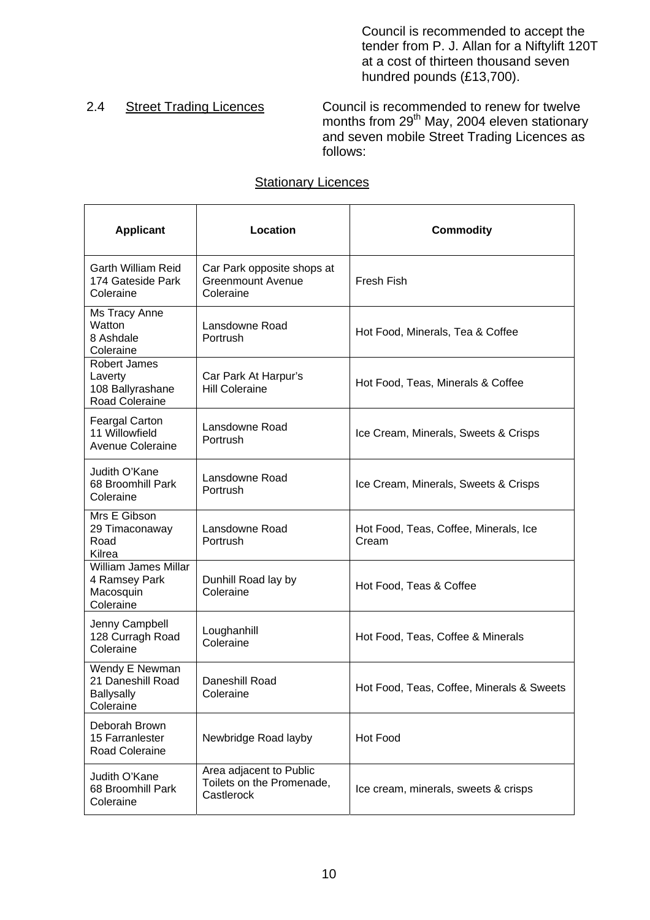Council is recommended to accept the tender from P. J. Allan for a Niftylift 120T at a cost of thirteen thousand seven hundred pounds (£13,700).

2.4 Street Trading Licences

Council is recommended to renew for twelve months from 29th May, 2004 eleven stationary and seven mobile Street Trading Licences as follows:

Stationary Licences

| Applicant | Location | Commodity |
|---|---|---|
| Garth William Reid 174 Gateside Park Coleraine | Car Park opposite shops at Greenmount Avenue Coleraine | Fresh Fish |
| Ms Tracy Anne Watton 8 Ashdale Coleraine | Lansdowne Road Portrush | Hot Food, Minerals, Tea & Coffee |
| Robert James Laverty 108 Ballyrashane Road Coleraine | Car Park At Harpur's Hill Coleraine | Hot Food, Teas, Minerals & Coffee |
| Feargal Carton 11 Willowfield Avenue Coleraine | Lansdowne Road Portrush | Ice Cream, Minerals, Sweets & Crisps |
| Judith O'Kane 68 Broomhill Park Coleraine | Lansdowne Road Portrush | Ice Cream, Minerals, Sweets & Crisps |
| Mrs E Gibson 29 Timaconaway Road Kilrea | Lansdowne Road Portrush | Hot Food, Teas, Coffee, Minerals, Ice Cream |
| William James Millar 4 Ramsey Park Macosquin Coleraine | Dunhill Road lay by Coleraine | Hot Food, Teas & Coffee |
| Jenny Campbell 128 Curragh Road Coleraine | Loughanhill Coleraine | Hot Food, Teas, Coffee & Minerals |
| Wendy E Newman 21 Daneshill Road Ballysally Coleraine | Daneshill Road Coleraine | Hot Food, Teas, Coffee, Minerals & Sweets |
| Deborah Brown 15 Farranlester Road Coleraine | Newbridge Road layby | Hot Food |
| Judith O'Kane 68 Broomhill Park Coleraine | Area adjacent to Public Toilets on the Promenade, Castlerock | Ice cream, minerals, sweets & crisps |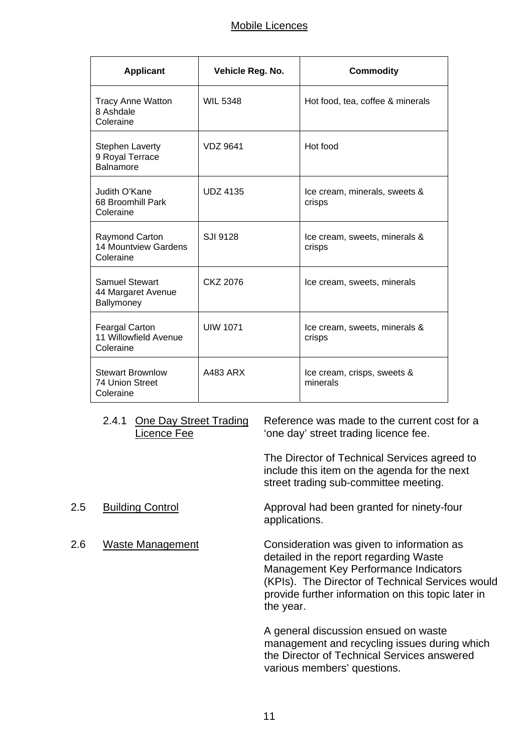Mobile Licences

| Applicant | Vehicle Reg. No. | Commodity |
|---|---|---|
| Tracy Anne Watton<br>8 Ashdale<br>Coleraine | WIL 5348 | Hot food, tea, coffee & minerals |
| Stephen Laverty<br>9 Royal Terrace<br>Balnamore | VDZ 9641 | Hot food |
| Judith O'Kane<br>68 Broomhill Park<br>Coleraine | UDZ 4135 | Ice cream, minerals, sweets & crisps |
| Raymond Carton<br>14 Mountview Gardens<br>Coleraine | SJI 9128 | Ice cream, sweets, minerals & crisps |
| Samuel Stewart<br>44 Margaret Avenue<br>Ballymoney | CKZ 2076 | Ice cream, sweets, minerals |
| Feargal Carton<br>11 Willowfield Avenue<br>Coleraine | UIW 1071 | Ice cream, sweets, minerals & crisps |
| Stewart Brownlow<br>74 Union Street<br>Coleraine | A483 ARX | Ice cream, crisps, sweets & minerals |

2.4.1 One Day Street Trading Licence Fee

Reference was made to the current cost for a 'one day' street trading licence fee.

The Director of Technical Services agreed to include this item on the agenda for the next street trading sub-committee meeting.

2.5 Building Control

Approval had been granted for ninety-four applications.

2.6 Waste Management

Consideration was given to information as detailed in the report regarding Waste Management Key Performance Indicators (KPIs). The Director of Technical Services would provide further information on this topic later in the year.

A general discussion ensued on waste management and recycling issues during which the Director of Technical Services answered various members' questions.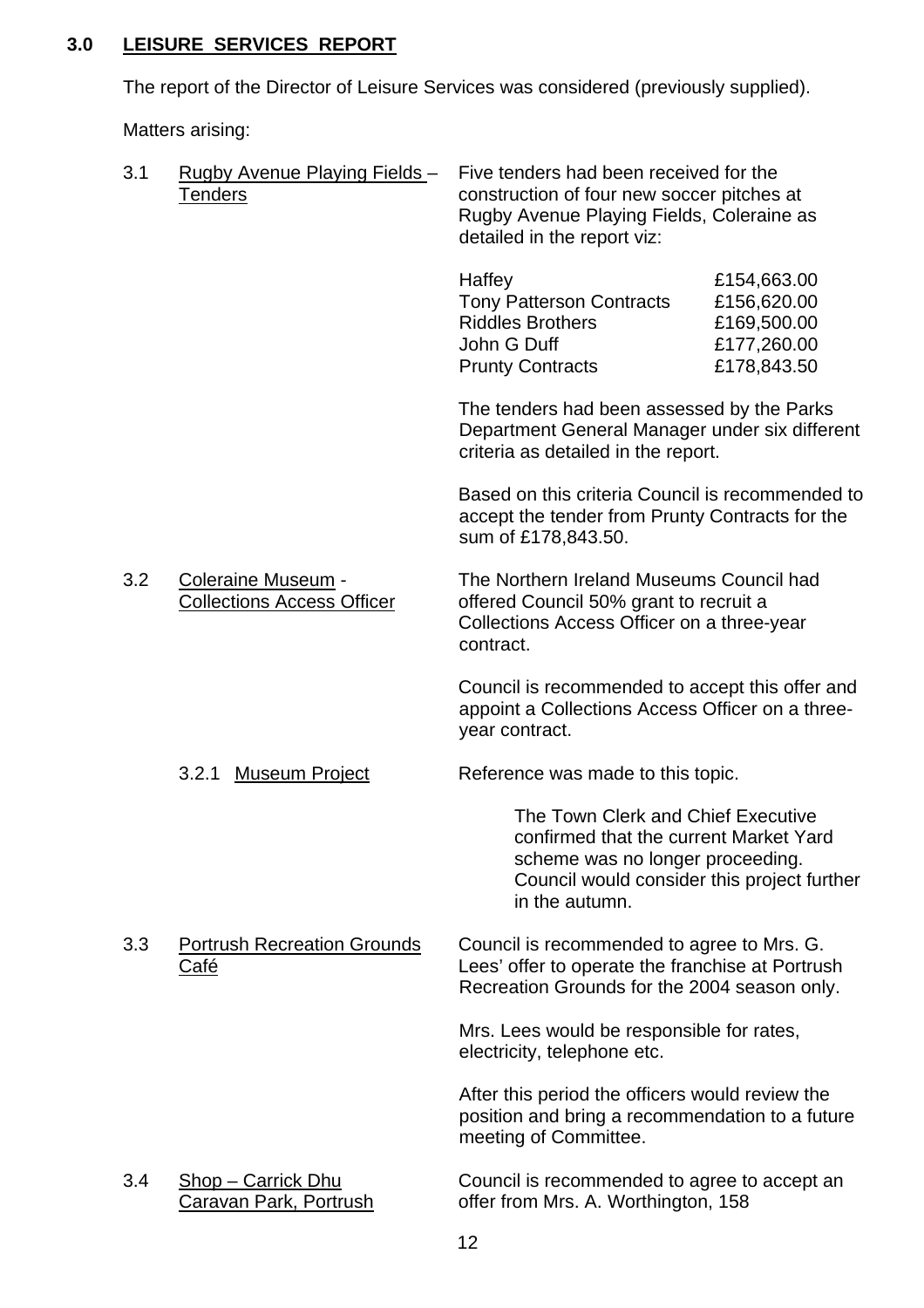## 3.0 LEISURE SERVICES REPORT

The report of the Director of Leisure Services was considered (previously supplied).

Matters arising:

**3.1 Rugby Avenue Playing Fields – Tenders**

Five tenders had been received for the construction of four new soccer pitches at Rugby Avenue Playing Fields, Coleraine as detailed in the report viz:

| | |
|---|---|
| Haffey | £154,663.00 |
| Tony Patterson Contracts | £156,620.00 |
| Riddles Brothers | £169,500.00 |
| John G Duff | £177,260.00 |
| Prunty Contracts | £178,843.50 |

The tenders had been assessed by the Parks Department General Manager under six different criteria as detailed in the report.

Based on this criteria Council is recommended to accept the tender from Prunty Contracts for the sum of £178,843.50.

**3.2 Coleraine Museum - Collections Access Officer**

The Northern Ireland Museums Council had offered Council 50% grant to recruit a Collections Access Officer on a three-year contract.

Council is recommended to accept this offer and appoint a Collections Access Officer on a three-year contract.

**3.2.1 Museum Project**

Reference was made to this topic.

> The Town Clerk and Chief Executive confirmed that the current Market Yard scheme was no longer proceeding. Council would consider this project further in the autumn.

**3.3 Portrush Recreation Grounds Café**

Council is recommended to agree to Mrs. G. Lees' offer to operate the franchise at Portrush Recreation Grounds for the 2004 season only.

Mrs. Lees would be responsible for rates, electricity, telephone etc.

After this period the officers would review the position and bring a recommendation to a future meeting of Committee.

**3.4 Shop – Carrick Dhu Caravan Park, Portrush**

Council is recommended to agree to accept an offer from Mrs. A. Worthington, 158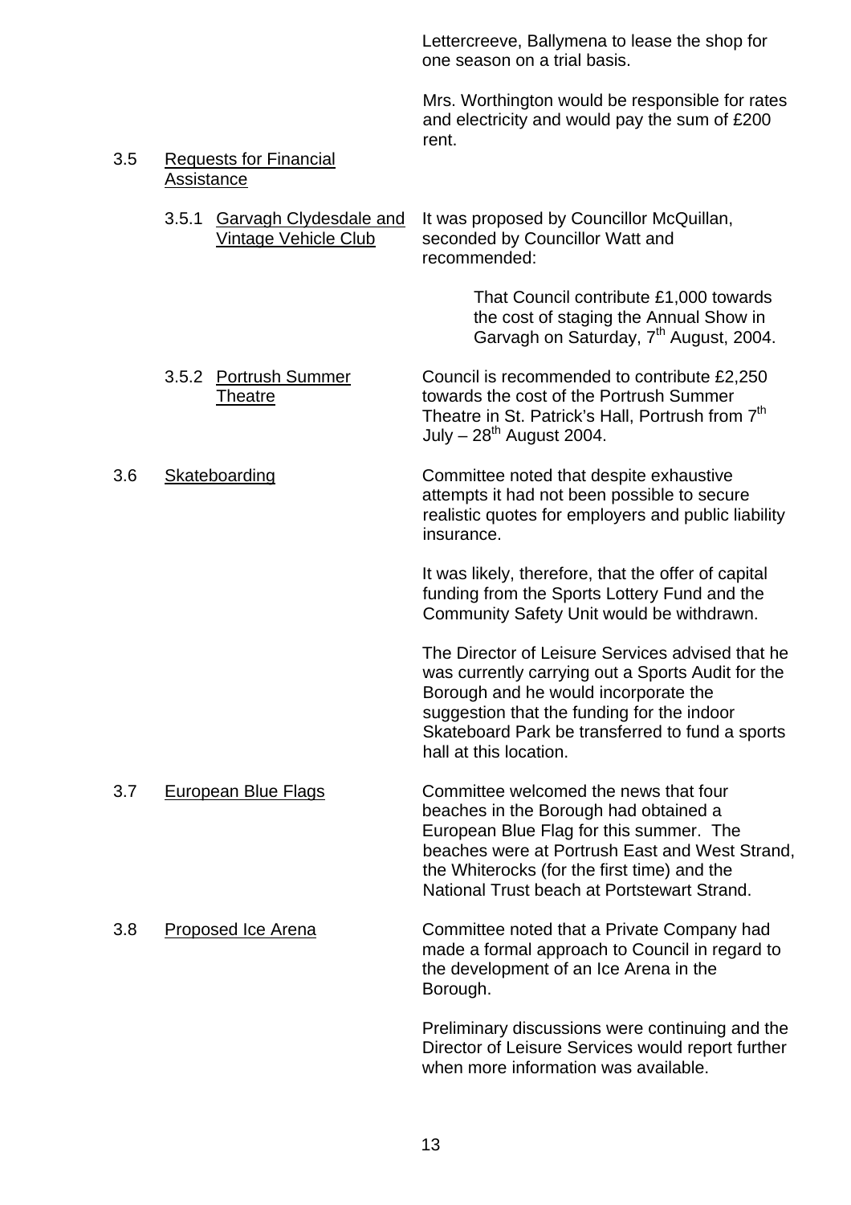Lettercreeve, Ballymena to lease the shop for one season on a trial basis.

Mrs. Worthington would be responsible for rates and electricity and would pay the sum of £200 rent.

3.5 Requests for Financial Assistance

3.5.1 Garvagh Clydesdale and Vintage Vehicle Club

It was proposed by Councillor McQuillan, seconded by Councillor Watt and recommended:

> That Council contribute £1,000 towards the cost of staging the Annual Show in Garvagh on Saturday, 7th August, 2004.

3.5.2 Portrush Summer Theatre

Council is recommended to contribute £2,250 towards the cost of the Portrush Summer Theatre in St. Patrick's Hall, Portrush from 7th July – 28th August 2004.

3.6 Skateboarding

Committee noted that despite exhaustive attempts it had not been possible to secure realistic quotes for employers and public liability insurance.

It was likely, therefore, that the offer of capital funding from the Sports Lottery Fund and the Community Safety Unit would be withdrawn.

The Director of Leisure Services advised that he was currently carrying out a Sports Audit for the Borough and he would incorporate the suggestion that the funding for the indoor Skateboard Park be transferred to fund a sports hall at this location.

3.7 European Blue Flags

Committee welcomed the news that four beaches in the Borough had obtained a European Blue Flag for this summer. The beaches were at Portrush East and West Strand, the Whiterocks (for the first time) and the National Trust beach at Portstewart Strand.

3.8 Proposed Ice Arena

Committee noted that a Private Company had made a formal approach to Council in regard to the development of an Ice Arena in the Borough.

Preliminary discussions were continuing and the Director of Leisure Services would report further when more information was available.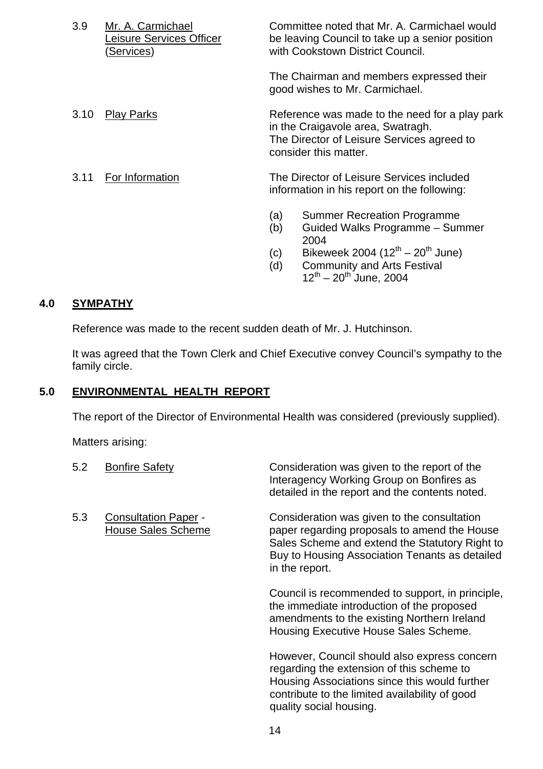3.9 Mr. A. Carmichael Leisure Services Officer (Services)

Committee noted that Mr. A. Carmichael would be leaving Council to take up a senior position with Cookstown District Council.

The Chairman and members expressed their good wishes to Mr. Carmichael.

3.10 Play Parks

Reference was made to the need for a play park in the Craigavole area, Swatragh. The Director of Leisure Services agreed to consider this matter.

3.11 For Information

The Director of Leisure Services included information in his report on the following:

(a) Summer Recreation Programme
(b) Guided Walks Programme – Summer 2004
(c) Bikeweek 2004 (12th – 20th June)
(d) Community and Arts Festival 12th – 20th June, 2004

## 4.0 SYMPATHY

Reference was made to the recent sudden death of Mr. J. Hutchinson.

It was agreed that the Town Clerk and Chief Executive convey Council's sympathy to the family circle.

## 5.0 ENVIRONMENTAL HEALTH REPORT

The report of the Director of Environmental Health was considered (previously supplied).

Matters arising:

5.2 Bonfire Safety

Consideration was given to the report of the Interagency Working Group on Bonfires as detailed in the report and the contents noted.

5.3 Consultation Paper - House Sales Scheme

Consideration was given to the consultation paper regarding proposals to amend the House Sales Scheme and extend the Statutory Right to Buy to Housing Association Tenants as detailed in the report.

Council is recommended to support, in principle, the immediate introduction of the proposed amendments to the existing Northern Ireland Housing Executive House Sales Scheme.

However, Council should also express concern regarding the extension of this scheme to Housing Associations since this would further contribute to the limited availability of good quality social housing.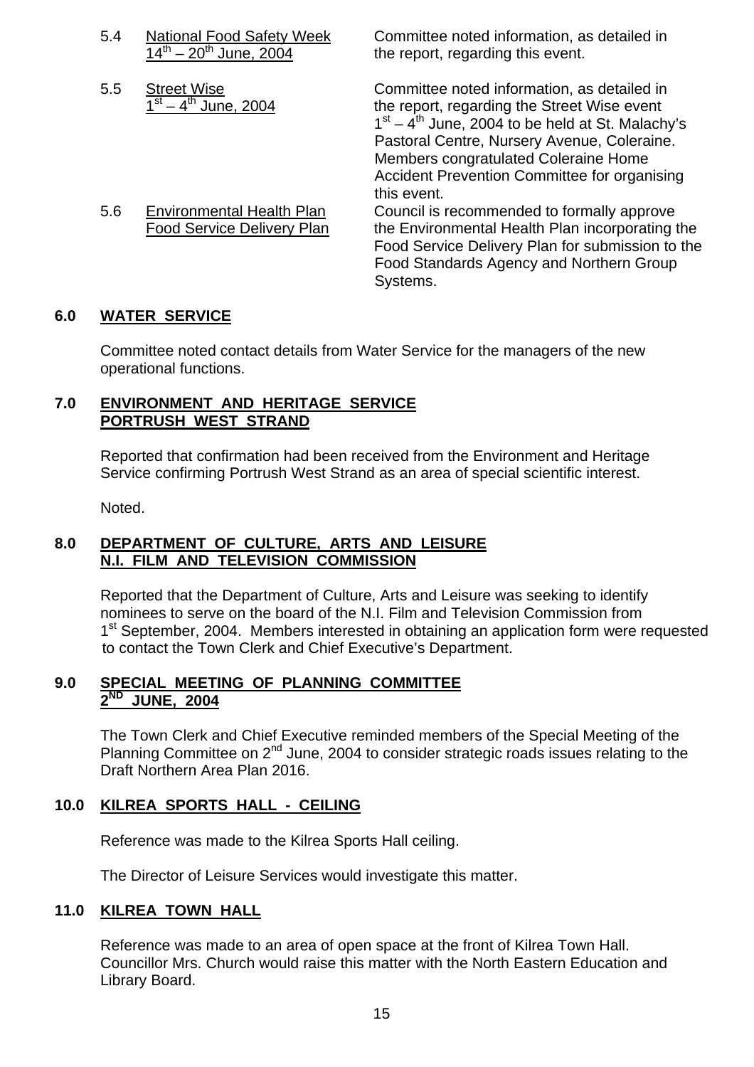| | | |
|---|---|---|
| 5.4 | National Food Safety Week 14th – 20th June, 2004 | Committee noted information, as detailed in the report, regarding this event. |
| 5.5 | Street Wise 1st – 4th June, 2004 | Committee noted information, as detailed in the report, regarding the Street Wise event 1st – 4th June, 2004 to be held at St. Malachy's Pastoral Centre, Nursery Avenue, Coleraine. Members congratulated Coleraine Home Accident Prevention Committee for organising this event. |
| 5.6 | Environmental Health Plan Food Service Delivery Plan | Council is recommended to formally approve the Environmental Health Plan incorporating the Food Service Delivery Plan for submission to the Food Standards Agency and Northern Group Systems. |

## 6.0 WATER SERVICE

Committee noted contact details from Water Service for the managers of the new operational functions.

## 7.0 ENVIRONMENT AND HERITAGE SERVICE PORTRUSH WEST STRAND

Reported that confirmation had been received from the Environment and Heritage Service confirming Portrush West Strand as an area of special scientific interest.

Noted.

## 8.0 DEPARTMENT OF CULTURE, ARTS AND LEISURE N.I. FILM AND TELEVISION COMMISSION

Reported that the Department of Culture, Arts and Leisure was seeking to identify nominees to serve on the board of the N.I. Film and Television Commission from 1st September, 2004. Members interested in obtaining an application form were requested to contact the Town Clerk and Chief Executive's Department.

## 9.0 SPECIAL MEETING OF PLANNING COMMITTEE 2ND JUNE, 2004

The Town Clerk and Chief Executive reminded members of the Special Meeting of the Planning Committee on 2nd June, 2004 to consider strategic roads issues relating to the Draft Northern Area Plan 2016.

## 10.0 KILREA SPORTS HALL - CEILING

Reference was made to the Kilrea Sports Hall ceiling.

The Director of Leisure Services would investigate this matter.

## 11.0 KILREA TOWN HALL

Reference was made to an area of open space at the front of Kilrea Town Hall. Councillor Mrs. Church would raise this matter with the North Eastern Education and Library Board.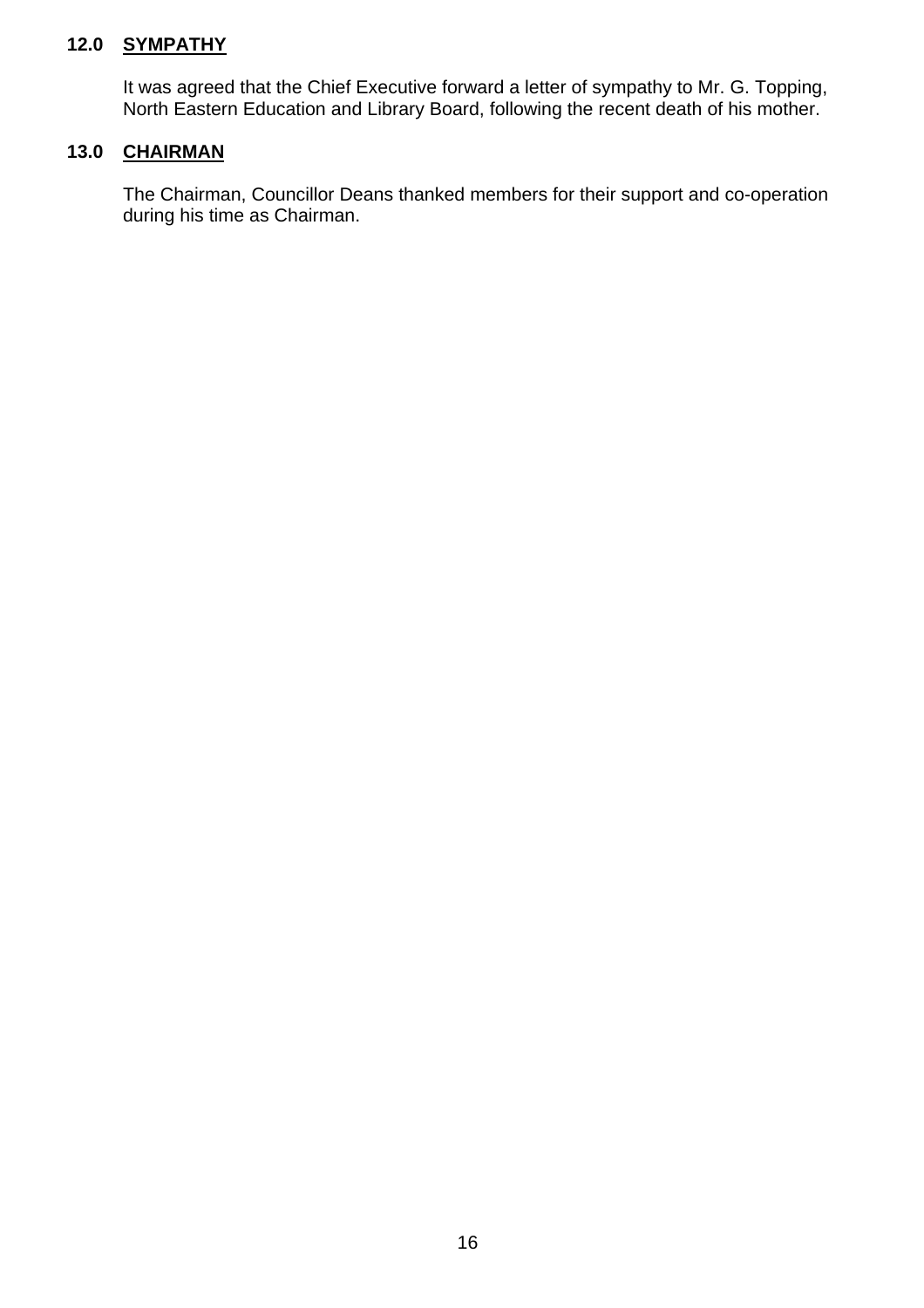## 12.0 SYMPATHY

It was agreed that the Chief Executive forward a letter of sympathy to Mr. G. Topping, North Eastern Education and Library Board, following the recent death of his mother.

## 13.0 CHAIRMAN

The Chairman, Councillor Deans thanked members for their support and co-operation during his time as Chairman.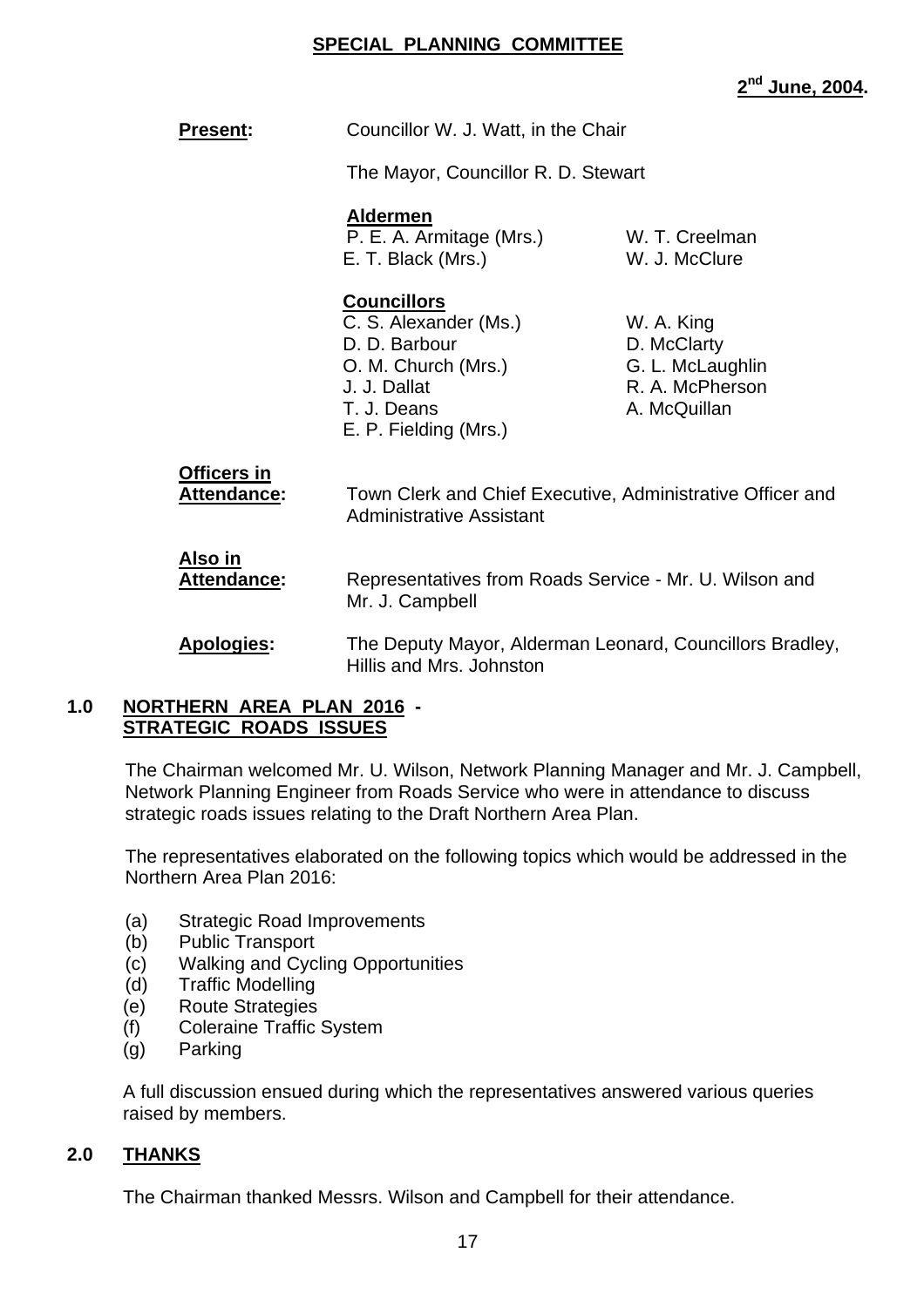# SPECIAL PLANNING COMMITTEE

**2nd June, 2004.**

**Present:** Councillor W. J. Watt, in the Chair

The Mayor, Councillor R. D. Stewart

**Aldermen**

P. E. A. Armitage (Mrs.)
W. T. Creelman
E. T. Black (Mrs.)
W. J. McClure

**Councillors**

C. S. Alexander (Ms.)
W. A. King
D. D. Barbour
D. McClarty
O. M. Church (Mrs.)
G. L. McLaughlin
J. J. Dallat
R. A. McPherson
T. J. Deans
A. McQuillan
E. P. Fielding (Mrs.)

**Officers in Attendance:** Town Clerk and Chief Executive, Administrative Officer and Administrative Assistant

**Also in Attendance:** Representatives from Roads Service - Mr. U. Wilson and Mr. J. Campbell

**Apologies:** The Deputy Mayor, Alderman Leonard, Councillors Bradley, Hillis and Mrs. Johnston

## 1.0 NORTHERN AREA PLAN 2016 - STRATEGIC ROADS ISSUES

The Chairman welcomed Mr. U. Wilson, Network Planning Manager and Mr. J. Campbell, Network Planning Engineer from Roads Service who were in attendance to discuss strategic roads issues relating to the Draft Northern Area Plan.

The representatives elaborated on the following topics which would be addressed in the Northern Area Plan 2016:

- (a) Strategic Road Improvements
- (b) Public Transport
- (c) Walking and Cycling Opportunities
- (d) Traffic Modelling
- (e) Route Strategies
- (f) Coleraine Traffic System
- (g) Parking

A full discussion ensued during which the representatives answered various queries raised by members.

## 2.0 THANKS

The Chairman thanked Messrs. Wilson and Campbell for their attendance.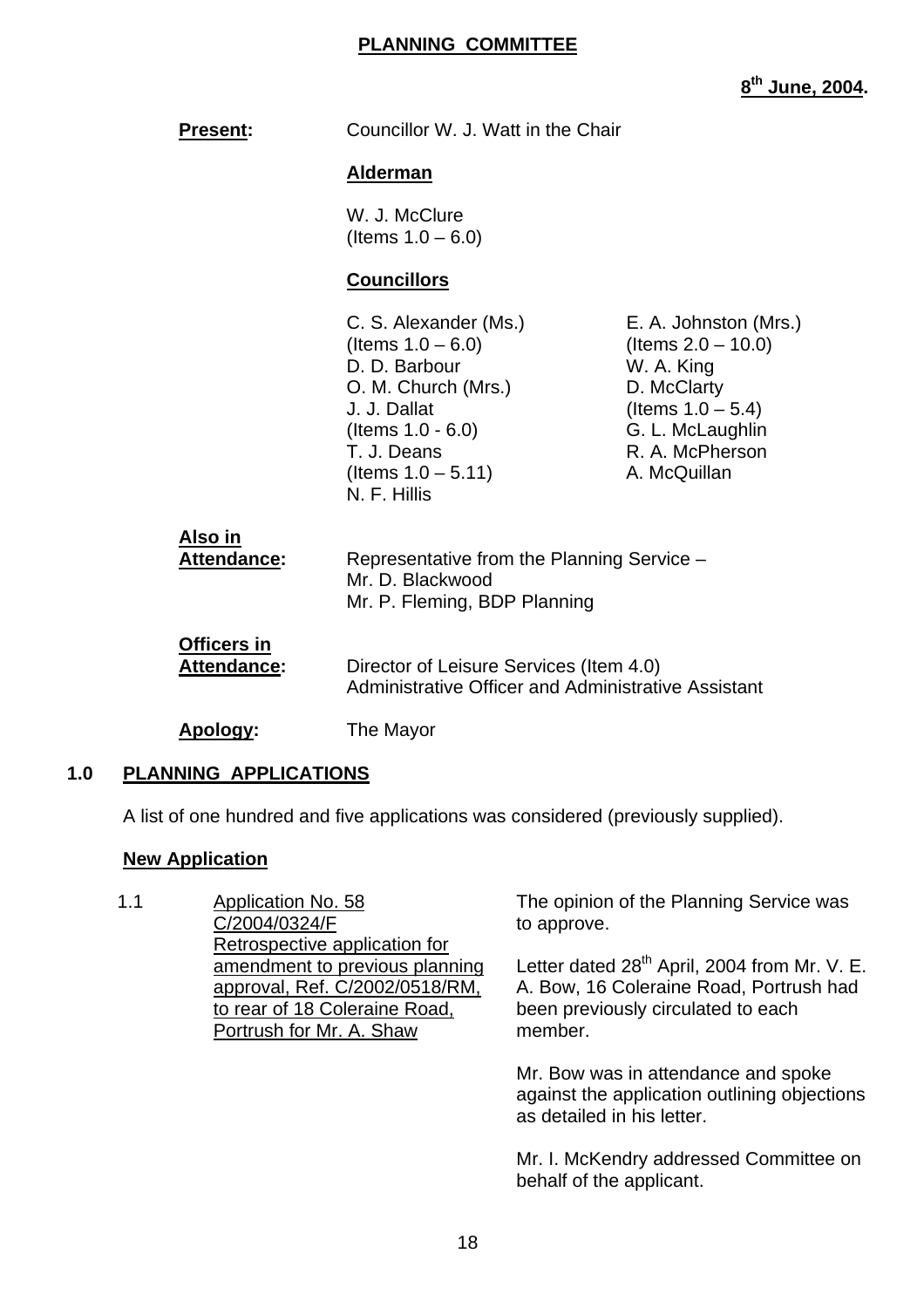**PLANNING COMMITTEE**

**8th June, 2004.**

**Present:** Councillor W. J. Watt in the Chair

**Alderman**

W. J. McClure
(Items 1.0 – 6.0)

**Councillors**

C. S. Alexander (Ms.)
(Items 1.0 – 6.0)
D. D. Barbour
O. M. Church (Mrs.)
J. J. Dallat
(Items 1.0 - 6.0)
T. J. Deans
(Items 1.0 – 5.11)
N. F. Hillis

E. A. Johnston (Mrs.)
(Items 2.0 – 10.0)
W. A. King
D. McClarty
(Items 1.0 – 5.4)
G. L. McLaughlin
R. A. McPherson
A. McQuillan

**Also in Attendance:** Representative from the Planning Service – Mr. D. Blackwood
Mr. P. Fleming, BDP Planning

**Officers in Attendance:** Director of Leisure Services (Item 4.0)
Administrative Officer and Administrative Assistant

**Apology:** The Mayor

## 1.0 PLANNING APPLICATIONS

A list of one hundred and five applications was considered (previously supplied).

**New Application**

1.1 Application No. 58
C/2004/0324/F
Retrospective application for amendment to previous planning approval, Ref. C/2002/0518/RM, to rear of 18 Coleraine Road, Portrush for Mr. A. Shaw

The opinion of the Planning Service was to approve.

Letter dated 28th April, 2004 from Mr. V. E. A. Bow, 16 Coleraine Road, Portrush had been previously circulated to each member.

Mr. Bow was in attendance and spoke against the application outlining objections as detailed in his letter.

Mr. I. McKendry addressed Committee on behalf of the applicant.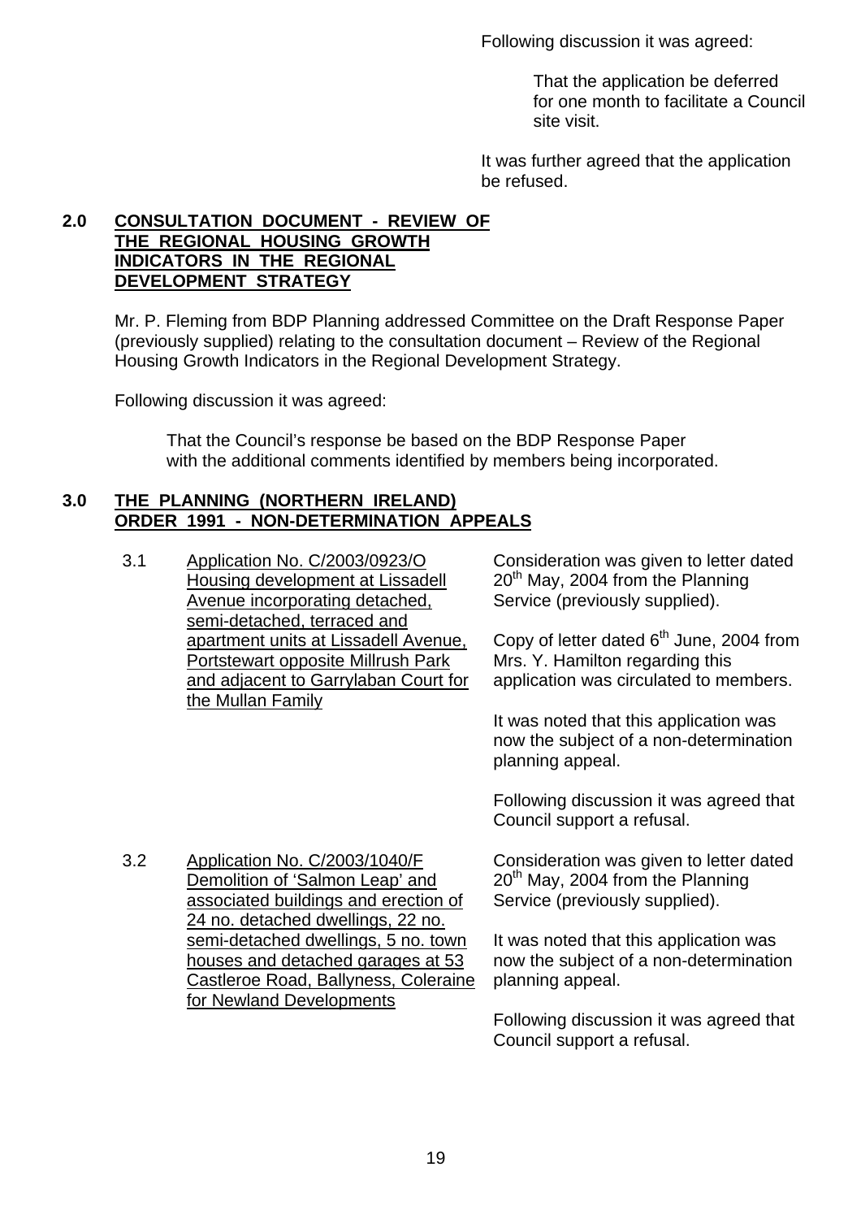Following discussion it was agreed:

> That the application be deferred for one month to facilitate a Council site visit.

It was further agreed that the application be refused.

## 2.0 CONSULTATION DOCUMENT - REVIEW OF THE REGIONAL HOUSING GROWTH INDICATORS IN THE REGIONAL DEVELOPMENT STRATEGY

Mr. P. Fleming from BDP Planning addressed Committee on the Draft Response Paper (previously supplied) relating to the consultation document – Review of the Regional Housing Growth Indicators in the Regional Development Strategy.

Following discussion it was agreed:

> That the Council's response be based on the BDP Response Paper with the additional comments identified by members being incorporated.

## 3.0 THE PLANNING (NORTHERN IRELAND) ORDER 1991 - NON-DETERMINATION APPEALS

3.1 Application No. C/2003/0923/O Housing development at Lissadell Avenue incorporating detached, semi-detached, terraced and apartment units at Lissadell Avenue, Portstewart opposite Millrush Park and adjacent to Garrylaban Court for the Mullan Family

Consideration was given to letter dated 20th May, 2004 from the Planning Service (previously supplied).

Copy of letter dated 6th June, 2004 from Mrs. Y. Hamilton regarding this application was circulated to members.

It was noted that this application was now the subject of a non-determination planning appeal.

Following discussion it was agreed that Council support a refusal.

3.2 Application No. C/2003/1040/F Demolition of 'Salmon Leap' and associated buildings and erection of 24 no. detached dwellings, 22 no. semi-detached dwellings, 5 no. town houses and detached garages at 53 Castleroe Road, Ballyness, Coleraine for Newland Developments

Consideration was given to letter dated 20th May, 2004 from the Planning Service (previously supplied).

It was noted that this application was now the subject of a non-determination planning appeal.

Following discussion it was agreed that Council support a refusal.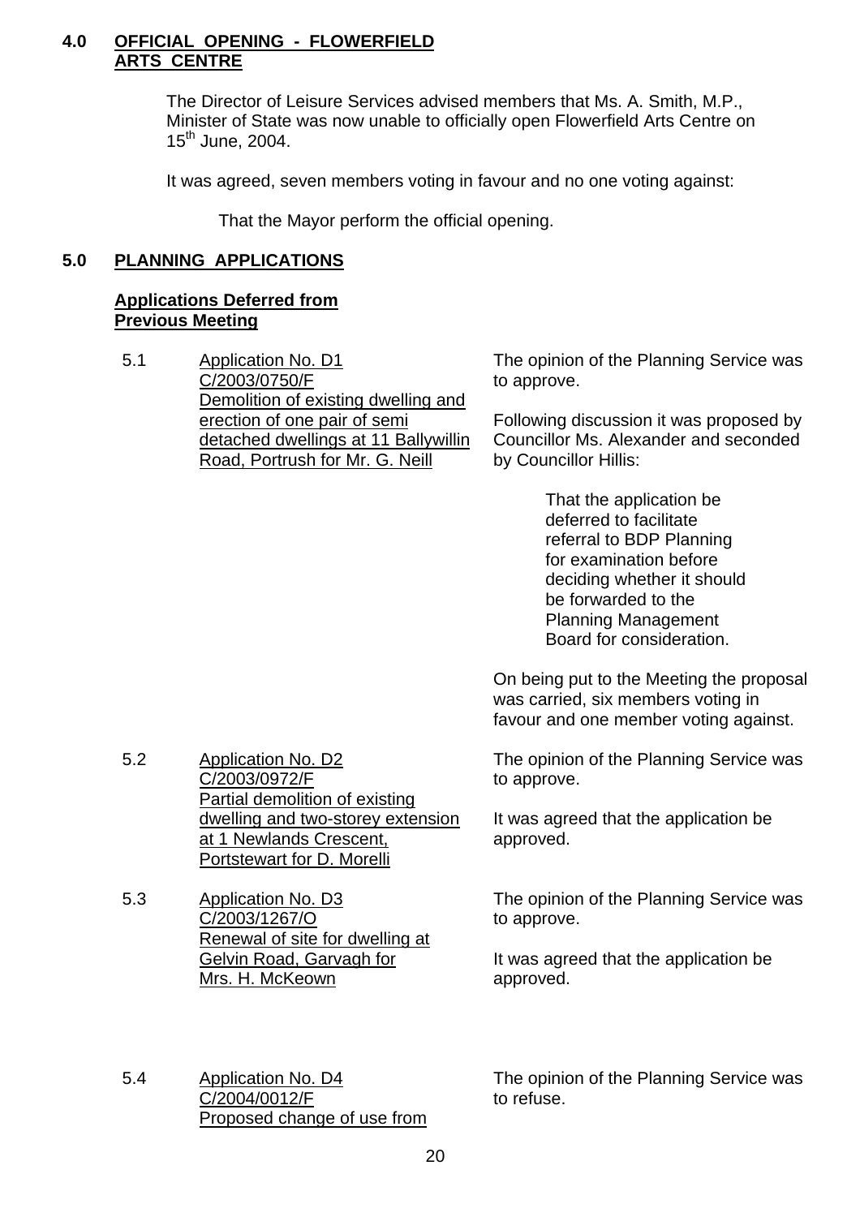## 4.0 OFFICIAL OPENING - FLOWERFIELD ARTS CENTRE

The Director of Leisure Services advised members that Ms. A. Smith, M.P., Minister of State was now unable to officially open Flowerfield Arts Centre on 15th June, 2004.

It was agreed, seven members voting in favour and no one voting against:

That the Mayor perform the official opening.

## 5.0 PLANNING APPLICATIONS

**Applications Deferred from Previous Meeting**

5.1 Application No. D1
C/2003/0750/F
Demolition of existing dwelling and erection of one pair of semi detached dwellings at 11 Ballywillin Road, Portrush for Mr. G. Neill

The opinion of the Planning Service was to approve.

Following discussion it was proposed by Councillor Ms. Alexander and seconded by Councillor Hillis:

That the application be deferred to facilitate referral to BDP Planning for examination before deciding whether it should be forwarded to the Planning Management Board for consideration.

On being put to the Meeting the proposal was carried, six members voting in favour and one member voting against.

5.2 Application No. D2
C/2003/0972/F
Partial demolition of existing dwelling and two-storey extension at 1 Newlands Crescent, Portstewart for D. Morelli

The opinion of the Planning Service was to approve.

It was agreed that the application be approved.

5.3 Application No. D3
C/2003/1267/O
Renewal of site for dwelling at Gelvin Road, Garvagh for Mrs. H. McKeown

The opinion of the Planning Service was to approve.

It was agreed that the application be approved.

5.4 Application No. D4
C/2004/0012/F
Proposed change of use from

The opinion of the Planning Service was to refuse.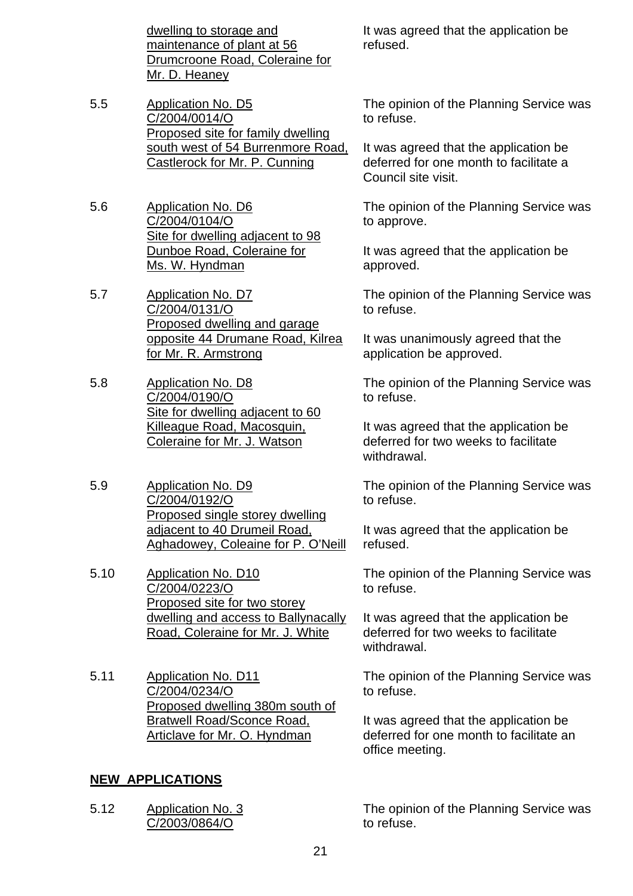dwelling to storage and maintenance of plant at 56 Drumcroone Road, Coleraine for Mr. D. Heaney

It was agreed that the application be refused.

5.5 Application No. D5
C/2004/0014/O
Proposed site for family dwelling south west of 54 Burrenmore Road, Castlerock for Mr. P. Cunning

The opinion of the Planning Service was to refuse.

It was agreed that the application be deferred for one month to facilitate a Council site visit.

5.6 Application No. D6
C/2004/0104/O
Site for dwelling adjacent to 98 Dunboe Road, Coleraine for Ms. W. Hyndman

The opinion of the Planning Service was to approve.

It was agreed that the application be approved.

5.7 Application No. D7
C/2004/0131/O
Proposed dwelling and garage opposite 44 Drumane Road, Kilrea for Mr. R. Armstrong

The opinion of the Planning Service was to refuse.

It was unanimously agreed that the application be approved.

5.8 Application No. D8
C/2004/0190/O
Site for dwelling adjacent to 60 Killeague Road, Macosquin, Coleraine for Mr. J. Watson

The opinion of the Planning Service was to refuse.

It was agreed that the application be deferred for two weeks to facilitate withdrawal.

5.9 Application No. D9
C/2004/0192/O
Proposed single storey dwelling adjacent to 40 Drumeil Road, Aghadowey, Coleaine for P. O'Neill

The opinion of the Planning Service was to refuse.

It was agreed that the application be refused.

5.10 Application No. D10
C/2004/0223/O
Proposed site for two storey dwelling and access to Ballynacally Road, Coleraine for Mr. J. White

The opinion of the Planning Service was to refuse.

It was agreed that the application be deferred for two weeks to facilitate withdrawal.

5.11 Application No. D11
C/2004/0234/O
Proposed dwelling 380m south of Bratwell Road/Sconce Road, Articlave for Mr. O. Hyndman

The opinion of the Planning Service was to refuse.

It was agreed that the application be deferred for one month to facilitate an office meeting.

**NEW APPLICATIONS**

5.12 Application No. 3
C/2003/0864/O

The opinion of the Planning Service was to refuse.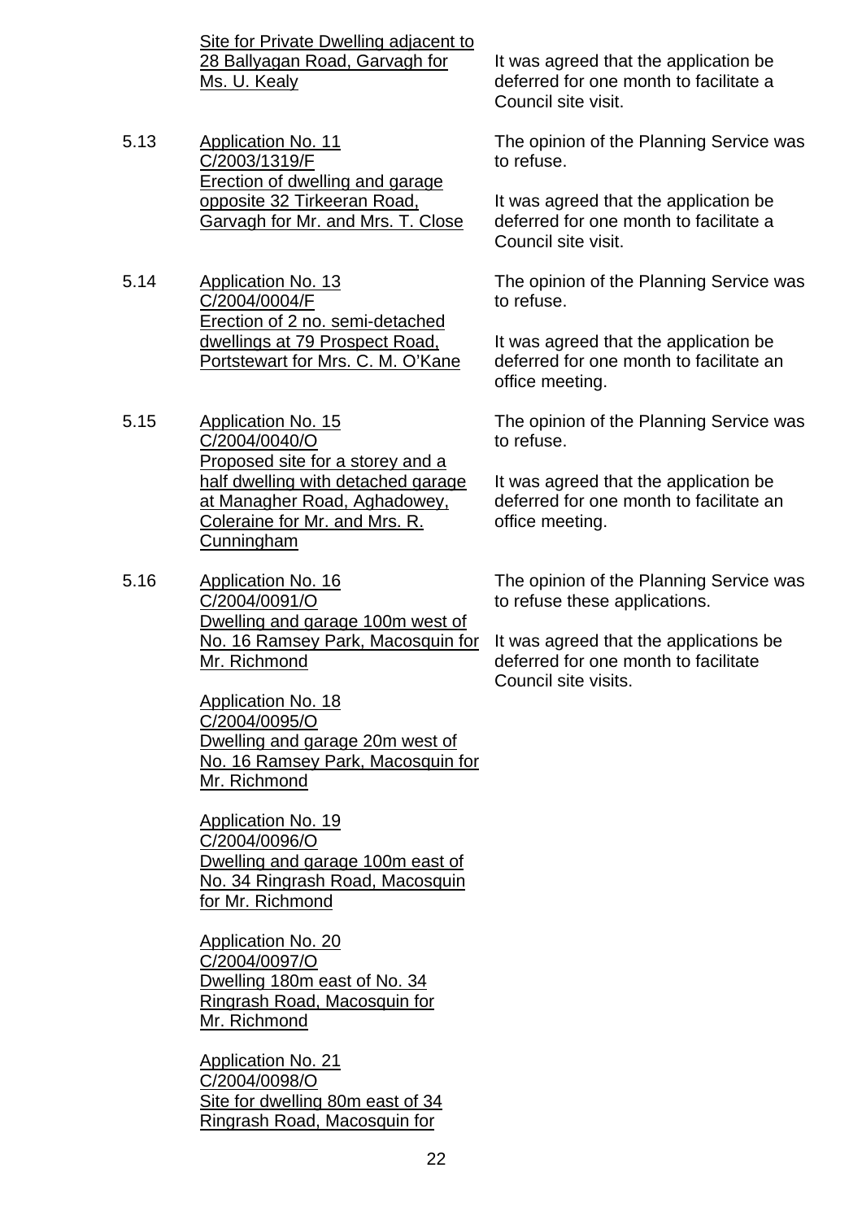Site for Private Dwelling adjacent to 28 Ballyagan Road, Garvagh for Ms. U. Kealy

It was agreed that the application be deferred for one month to facilitate a Council site visit.

5.13 Application No. 11
C/2003/1319/F
Erection of dwelling and garage opposite 32 Tirkeeran Road, Garvagh for Mr. and Mrs. T. Close

The opinion of the Planning Service was to refuse.

It was agreed that the application be deferred for one month to facilitate a Council site visit.

5.14 Application No. 13
C/2004/0004/F
Erection of 2 no. semi-detached dwellings at 79 Prospect Road, Portstewart for Mrs. C. M. O'Kane

The opinion of the Planning Service was to refuse.

It was agreed that the application be deferred for one month to facilitate an office meeting.

5.15 Application No. 15
C/2004/0040/O
Proposed site for a storey and a half dwelling with detached garage at Managher Road, Aghadowey, Coleraine for Mr. and Mrs. R. Cunningham

The opinion of the Planning Service was to refuse.

It was agreed that the application be deferred for one month to facilitate an office meeting.

5.16 Application No. 16
C/2004/0091/O
Dwelling and garage 100m west of No. 16 Ramsey Park, Macosquin for Mr. Richmond

Application No. 18
C/2004/0095/O
Dwelling and garage 20m west of No. 16 Ramsey Park, Macosquin for Mr. Richmond

Application No. 19
C/2004/0096/O
Dwelling and garage 100m east of No. 34 Ringrash Road, Macosquin for Mr. Richmond

Application No. 20
C/2004/0097/O
Dwelling 180m east of No. 34 Ringrash Road, Macosquin for Mr. Richmond

Application No. 21
C/2004/0098/O
Site for dwelling 80m east of 34 Ringrash Road, Macosquin for

The opinion of the Planning Service was to refuse these applications.

It was agreed that the applications be deferred for one month to facilitate Council site visits.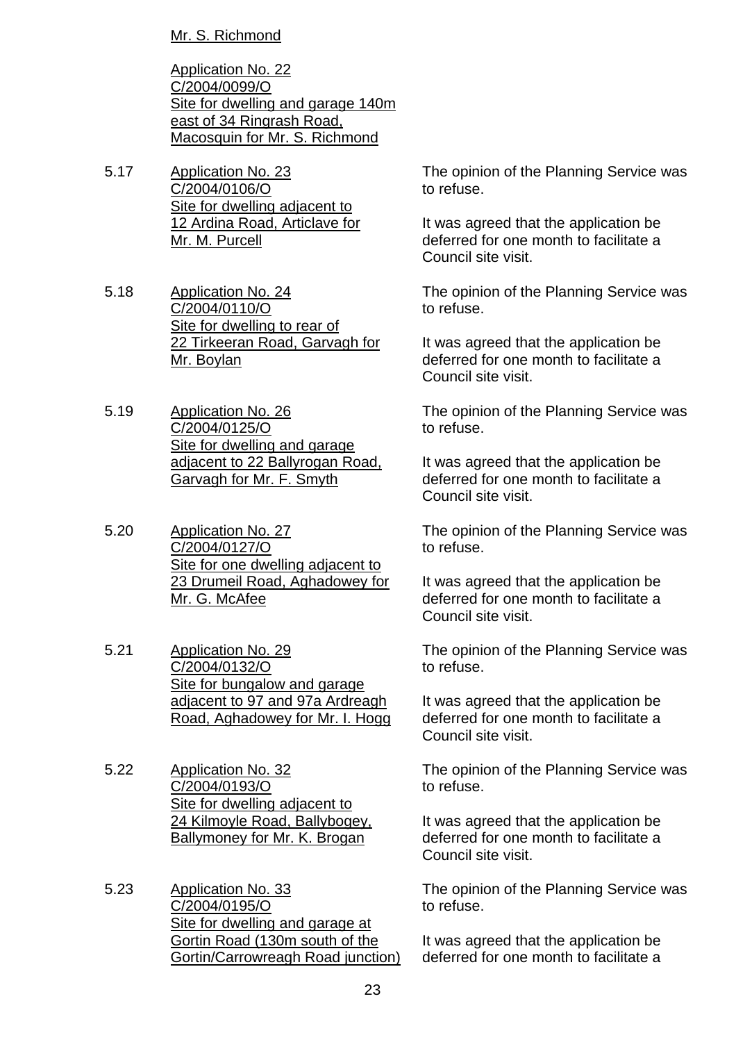Mr. S. Richmond

Application No. 22
C/2004/0099/O
Site for dwelling and garage 140m east of 34 Ringrash Road, Macosquin for Mr. S. Richmond

5.17 Application No. 23
C/2004/0106/O
Site for dwelling adjacent to 12 Ardina Road, Articlave for Mr. M. Purcell

The opinion of the Planning Service was to refuse.

It was agreed that the application be deferred for one month to facilitate a Council site visit.

5.18 Application No. 24
C/2004/0110/O
Site for dwelling to rear of 22 Tirkeeran Road, Garvagh for Mr. Boylan

The opinion of the Planning Service was to refuse.

It was agreed that the application be deferred for one month to facilitate a Council site visit.

5.19 Application No. 26
C/2004/0125/O
Site for dwelling and garage adjacent to 22 Ballyrogan Road, Garvagh for Mr. F. Smyth

The opinion of the Planning Service was to refuse.

It was agreed that the application be deferred for one month to facilitate a Council site visit.

5.20 Application No. 27
C/2004/0127/O
Site for one dwelling adjacent to 23 Drumeil Road, Aghadowey for Mr. G. McAfee

The opinion of the Planning Service was to refuse.

It was agreed that the application be deferred for one month to facilitate a Council site visit.

5.21 Application No. 29
C/2004/0132/O
Site for bungalow and garage adjacent to 97 and 97a Ardreagh Road, Aghadowey for Mr. I. Hogg

The opinion of the Planning Service was to refuse.

It was agreed that the application be deferred for one month to facilitate a Council site visit.

5.22 Application No. 32
C/2004/0193/O
Site for dwelling adjacent to 24 Kilmoyle Road, Ballybogey, Ballymoney for Mr. K. Brogan

The opinion of the Planning Service was to refuse.

It was agreed that the application be deferred for one month to facilitate a Council site visit.

5.23 Application No. 33
C/2004/0195/O
Site for dwelling and garage at Gortin Road (130m south of the Gortin/Carrowreagh Road junction)

The opinion of the Planning Service was to refuse.

It was agreed that the application be deferred for one month to facilitate a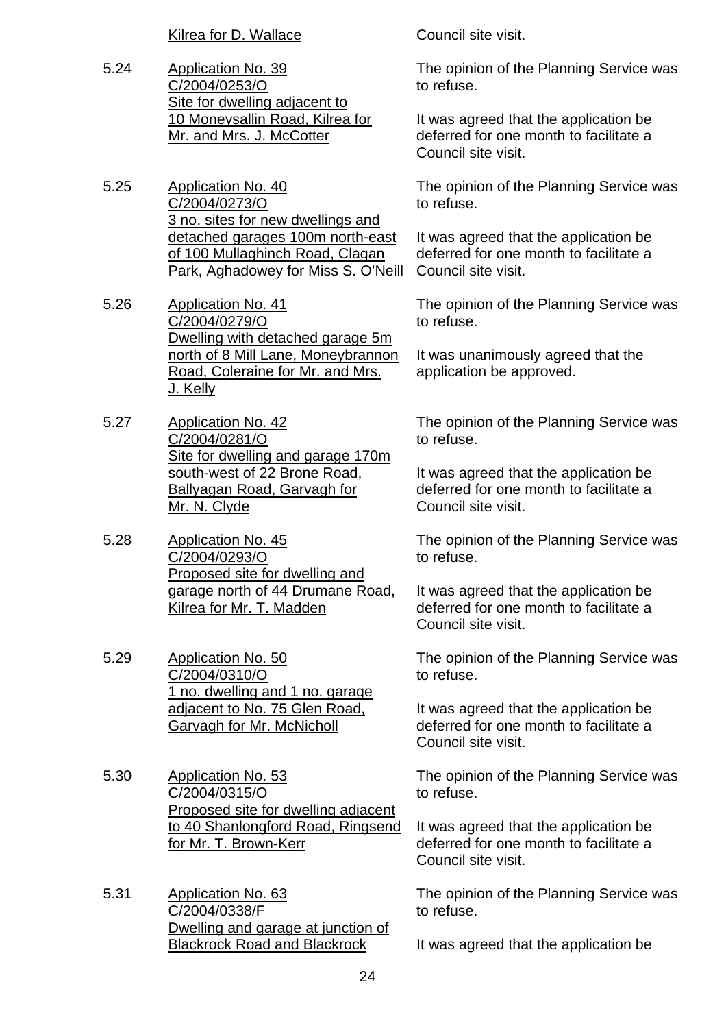| | | |
|---|---|---|
| | <u>Kilrea for D. Wallace</u> | Council site visit. |
| 5.24 | <u>Application No. 39</u><br><u>C/2004/0253/O</u><br><u>Site for dwelling adjacent to 10 Moneysallin Road, Kilrea for Mr. and Mrs. J. McCotter</u> | The opinion of the Planning Service was to refuse.<br><br>It was agreed that the application be deferred for one month to facilitate a Council site visit. |
| 5.25 | <u>Application No. 40</u><br><u>C/2004/0273/O</u><br><u>3 no. sites for new dwellings and detached garages 100m north-east of 100 Mullaghinch Road, Clagan Park, Aghadowey for Miss S. O'Neill</u> | The opinion of the Planning Service was to refuse.<br><br>It was agreed that the application be deferred for one month to facilitate a Council site visit. |
| 5.26 | <u>Application No. 41</u><br><u>C/2004/0279/O</u><br><u>Dwelling with detached garage 5m north of 8 Mill Lane, Moneybrannon Road, Coleraine for Mr. and Mrs. J. Kelly</u> | The opinion of the Planning Service was to refuse.<br><br>It was unanimously agreed that the application be approved. |
| 5.27 | <u>Application No. 42</u><br><u>C/2004/0281/O</u><br><u>Site for dwelling and garage 170m south-west of 22 Brone Road, Ballyagan Road, Garvagh for Mr. N. Clyde</u> | The opinion of the Planning Service was to refuse.<br><br>It was agreed that the application be deferred for one month to facilitate a Council site visit. |
| 5.28 | <u>Application No. 45</u><br><u>C/2004/0293/O</u><br><u>Proposed site for dwelling and garage north of 44 Drumane Road, Kilrea for Mr. T. Madden</u> | The opinion of the Planning Service was to refuse.<br><br>It was agreed that the application be deferred for one month to facilitate a Council site visit. |
| 5.29 | <u>Application No. 50</u><br><u>C/2004/0310/O</u><br><u>1 no. dwelling and 1 no. garage adjacent to No. 75 Glen Road, Garvagh for Mr. McNicholl</u> | The opinion of the Planning Service was to refuse.<br><br>It was agreed that the application be deferred for one month to facilitate a Council site visit. |
| 5.30 | <u>Application No. 53</u><br><u>C/2004/0315/O</u><br><u>Proposed site for dwelling adjacent to 40 Shanlongford Road, Ringsend for Mr. T. Brown-Kerr</u> | The opinion of the Planning Service was to refuse.<br><br>It was agreed that the application be deferred for one month to facilitate a Council site visit. |
| 5.31 | <u>Application No. 63</u><br><u>C/2004/0338/F</u><br><u>Dwelling and garage at junction of Blackrock Road and Blackrock</u> | The opinion of the Planning Service was to refuse.<br><br>It was agreed that the application be |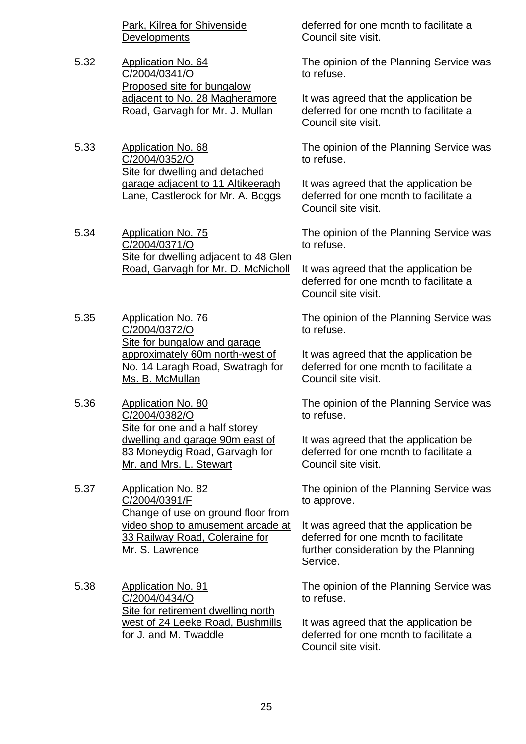| | | |
|---|---|---|
| | Park, Kilrea for Shivenside Developments | deferred for one month to facilitate a Council site visit. |
| 5.32 | Application No. 64<br>C/2004/0341/O<br>Proposed site for bungalow adjacent to No. 28 Magheramore Road, Garvagh for Mr. J. Mullan | The opinion of the Planning Service was to refuse.<br><br>It was agreed that the application be deferred for one month to facilitate a Council site visit. |
| 5.33 | Application No. 68<br>C/2004/0352/O<br>Site for dwelling and detached garage adjacent to 11 Altikeeragh Lane, Castlerock for Mr. A. Boggs | The opinion of the Planning Service was to refuse.<br><br>It was agreed that the application be deferred for one month to facilitate a Council site visit. |
| 5.34 | Application No. 75<br>C/2004/0371/O<br>Site for dwelling adjacent to 48 Glen Road, Garvagh for Mr. D. McNicholl | The opinion of the Planning Service was to refuse.<br><br>It was agreed that the application be deferred for one month to facilitate a Council site visit. |
| 5.35 | Application No. 76<br>C/2004/0372/O<br>Site for bungalow and garage approximately 60m north-west of No. 14 Laragh Road, Swatragh for Ms. B. McMullan | The opinion of the Planning Service was to refuse.<br><br>It was agreed that the application be deferred for one month to facilitate a Council site visit. |
| 5.36 | Application No. 80<br>C/2004/0382/O<br>Site for one and a half storey dwelling and garage 90m east of 83 Moneydig Road, Garvagh for Mr. and Mrs. L. Stewart | The opinion of the Planning Service was to refuse.<br><br>It was agreed that the application be deferred for one month to facilitate a Council site visit. |
| 5.37 | Application No. 82<br>C/2004/0391/F<br>Change of use on ground floor from video shop to amusement arcade at 33 Railway Road, Coleraine for Mr. S. Lawrence | The opinion of the Planning Service was to approve.<br><br>It was agreed that the application be deferred for one month to facilitate further consideration by the Planning Service. |
| 5.38 | Application No. 91<br>C/2004/0434/O<br>Site for retirement dwelling north west of 24 Leeke Road, Bushmills for J. and M. Twaddle | The opinion of the Planning Service was to refuse.<br><br>It was agreed that the application be deferred for one month to facilitate a Council site visit. |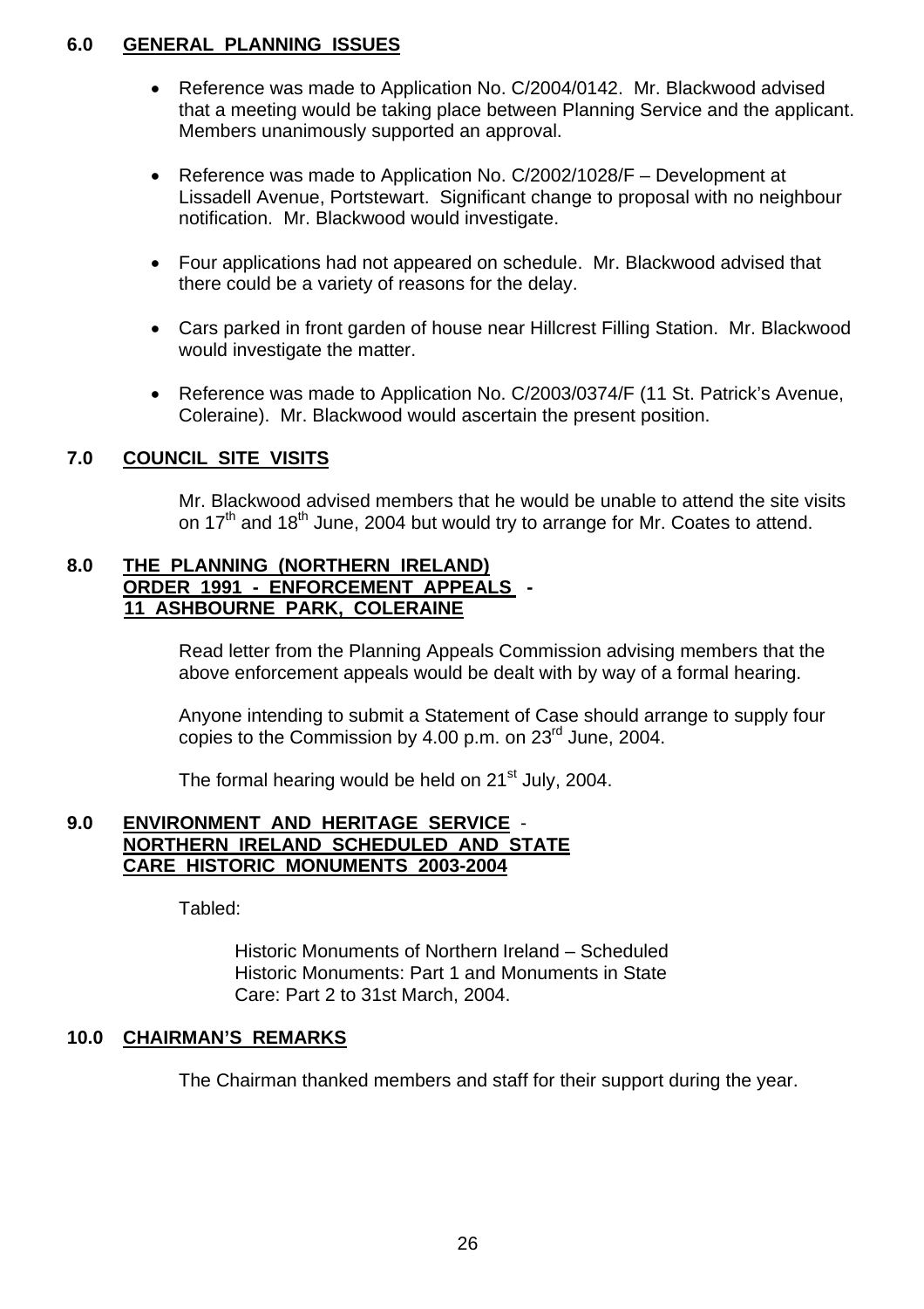## 6.0 GENERAL PLANNING ISSUES

- Reference was made to Application No. C/2004/0142. Mr. Blackwood advised that a meeting would be taking place between Planning Service and the applicant. Members unanimously supported an approval.

- Reference was made to Application No. C/2002/1028/F – Development at Lissadell Avenue, Portstewart. Significant change to proposal with no neighbour notification. Mr. Blackwood would investigate.

- Four applications had not appeared on schedule. Mr. Blackwood advised that there could be a variety of reasons for the delay.

- Cars parked in front garden of house near Hillcrest Filling Station. Mr. Blackwood would investigate the matter.

- Reference was made to Application No. C/2003/0374/F (11 St. Patrick's Avenue, Coleraine). Mr. Blackwood would ascertain the present position.

## 7.0 COUNCIL SITE VISITS

Mr. Blackwood advised members that he would be unable to attend the site visits on 17th and 18th June, 2004 but would try to arrange for Mr. Coates to attend.

## 8.0 THE PLANNING (NORTHERN IRELAND) ORDER 1991 - ENFORCEMENT APPEALS - 11 ASHBOURNE PARK, COLERAINE

Read letter from the Planning Appeals Commission advising members that the above enforcement appeals would be dealt with by way of a formal hearing.

Anyone intending to submit a Statement of Case should arrange to supply four copies to the Commission by 4.00 p.m. on 23rd June, 2004.

The formal hearing would be held on 21st July, 2004.

## 9.0 ENVIRONMENT AND HERITAGE SERVICE - NORTHERN IRELAND SCHEDULED AND STATE CARE HISTORIC MONUMENTS 2003-2004

Tabled:

Historic Monuments of Northern Ireland – Scheduled Historic Monuments: Part 1 and Monuments in State Care: Part 2 to 31st March, 2004.

## 10.0 CHAIRMAN'S REMARKS

The Chairman thanked members and staff for their support during the year.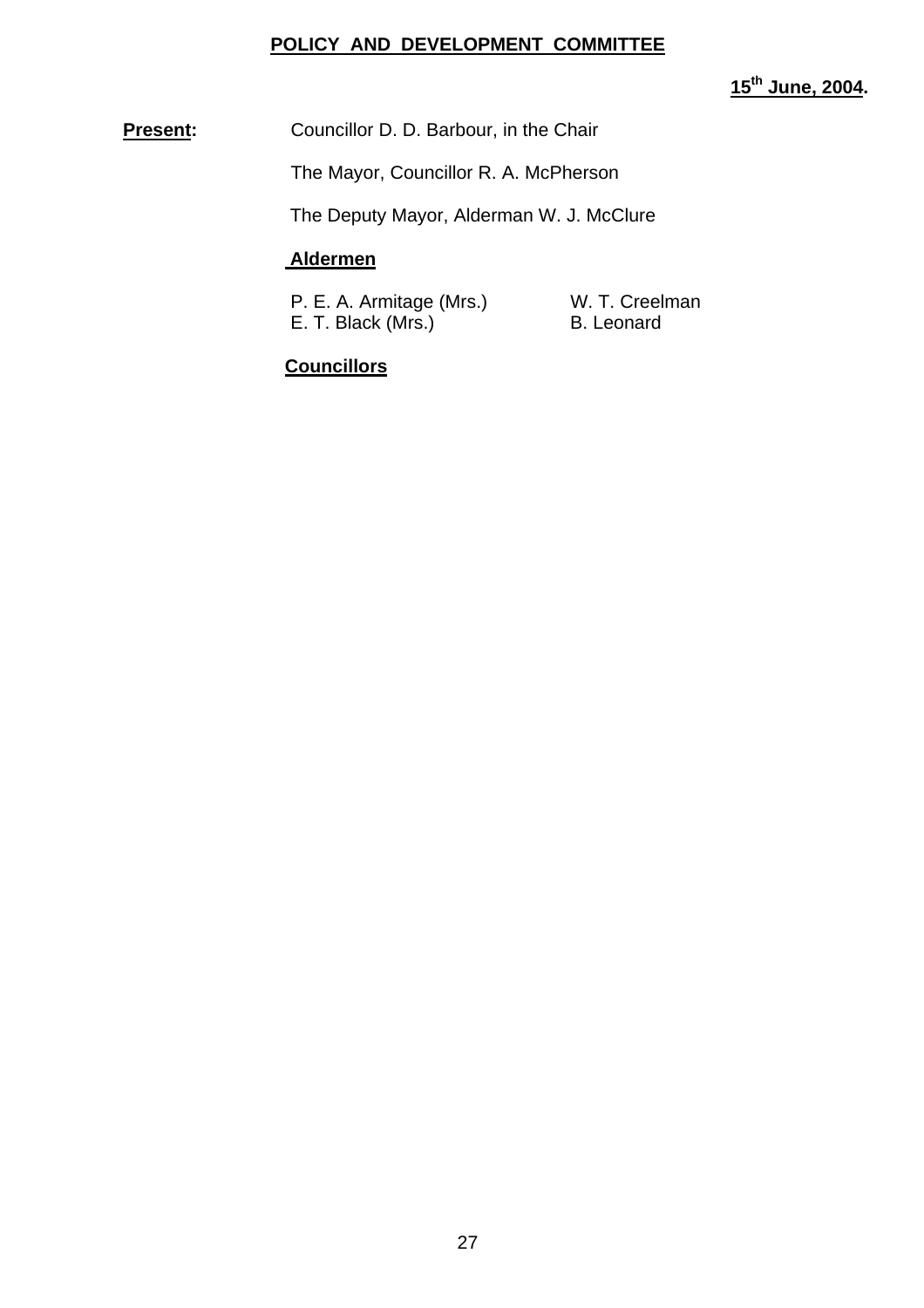**POLICY AND DEVELOPMENT COMMITTEE**

**15th June, 2004.**

**Present:** Councillor D. D. Barbour, in the Chair

The Mayor, Councillor R. A. McPherson

The Deputy Mayor, Alderman W. J. McClure

**Aldermen**

P. E. A. Armitage (Mrs.) W. T. Creelman
E. T. Black (Mrs.) B. Leonard

**Councillors**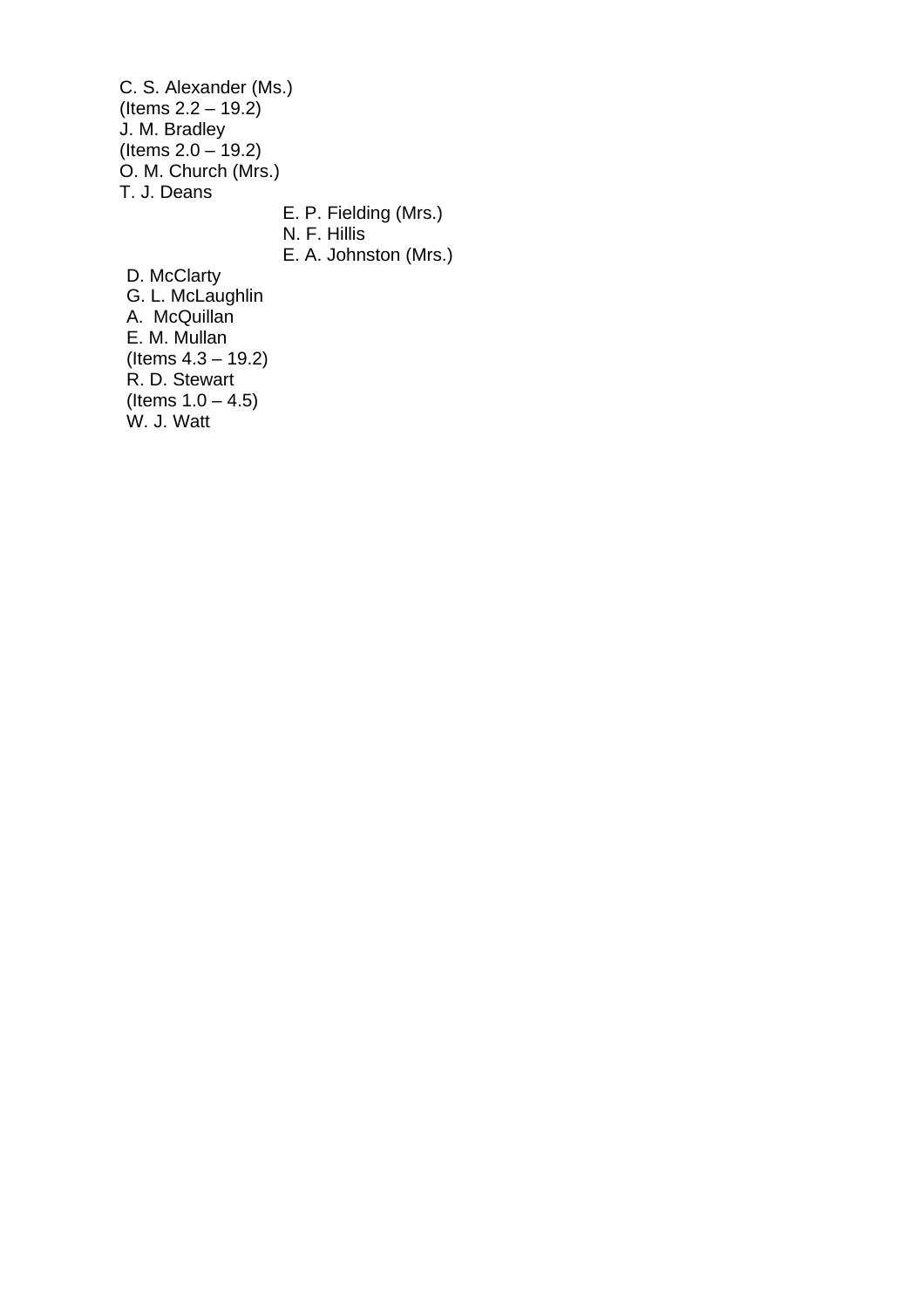C. S. Alexander (Ms.)
(Items 2.2 – 19.2)
J. M. Bradley
(Items 2.0 – 19.2)
O. M. Church (Mrs.)
T. J. Deans
E. P. Fielding (Mrs.)
N. F. Hillis
E. A. Johnston (Mrs.)
D. McClarty
G. L. McLaughlin
A. McQuillan
E. M. Mullan
(Items 4.3 – 19.2)
R. D. Stewart
(Items 1.0 – 4.5)
W. J. Watt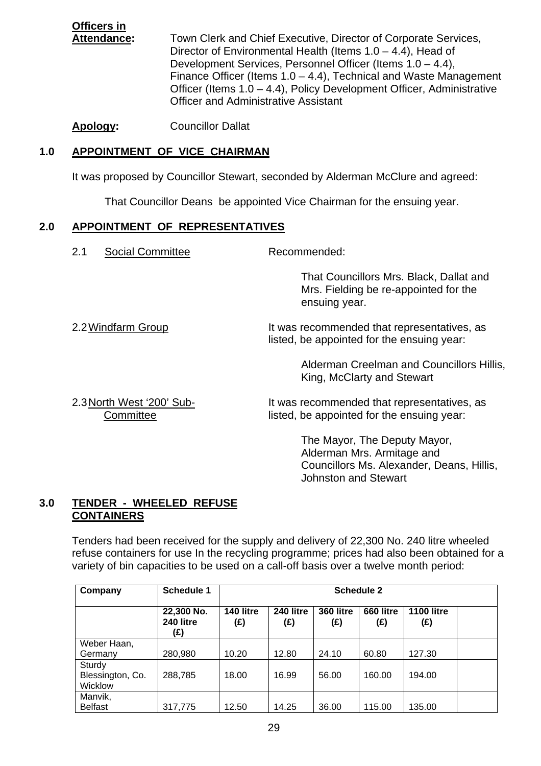**Officers in Attendance:** Town Clerk and Chief Executive, Director of Corporate Services, Director of Environmental Health (Items 1.0 – 4.4), Head of Development Services, Personnel Officer (Items 1.0 – 4.4), Finance Officer (Items 1.0 – 4.4), Technical and Waste Management Officer (Items 1.0 – 4.4), Policy Development Officer, Administrative Officer and Administrative Assistant

**Apology:** Councillor Dallat

## 1.0 APPOINTMENT OF VICE CHAIRMAN

It was proposed by Councillor Stewart, seconded by Alderman McClure and agreed:

That Councillor Deans be appointed Vice Chairman for the ensuing year.

## 2.0 APPOINTMENT OF REPRESENTATIVES

2.1 Social Committee

Recommended:

That Councillors Mrs. Black, Dallat and Mrs. Fielding be re-appointed for the ensuing year.

2.2 Windfarm Group

It was recommended that representatives, as listed, be appointed for the ensuing year:

Alderman Creelman and Councillors Hillis, King, McClarty and Stewart

2.3 North West '200' Sub-Committee

It was recommended that representatives, as listed, be appointed for the ensuing year:

The Mayor, The Deputy Mayor, Alderman Mrs. Armitage and Councillors Ms. Alexander, Deans, Hillis, Johnston and Stewart

## 3.0 TENDER - WHEELED REFUSE CONTAINERS

Tenders had been received for the supply and delivery of 22,300 No. 240 litre wheeled refuse containers for use In the recycling programme; prices had also been obtained for a variety of bin capacities to be used on a call-off basis over a twelve month period:

| Company | Schedule 1 | Schedule 2 | | | | | |
|---|---|---|---|---|---|---|---|
| | 22,300 No. 240 litre (£) | 140 litre (£) | 240 litre (£) | 360 litre (£) | 660 litre (£) | 1100 litre (£) | |
| Weber Haan, Germany | 280,980 | 10.20 | 12.80 | 24.10 | 60.80 | 127.30 | |
| Sturdy Blessington, Co. Wicklow | 288,785 | 18.00 | 16.99 | 56.00 | 160.00 | 194.00 | |
| Manvik, Belfast | 317,775 | 12.50 | 14.25 | 36.00 | 115.00 | 135.00 | |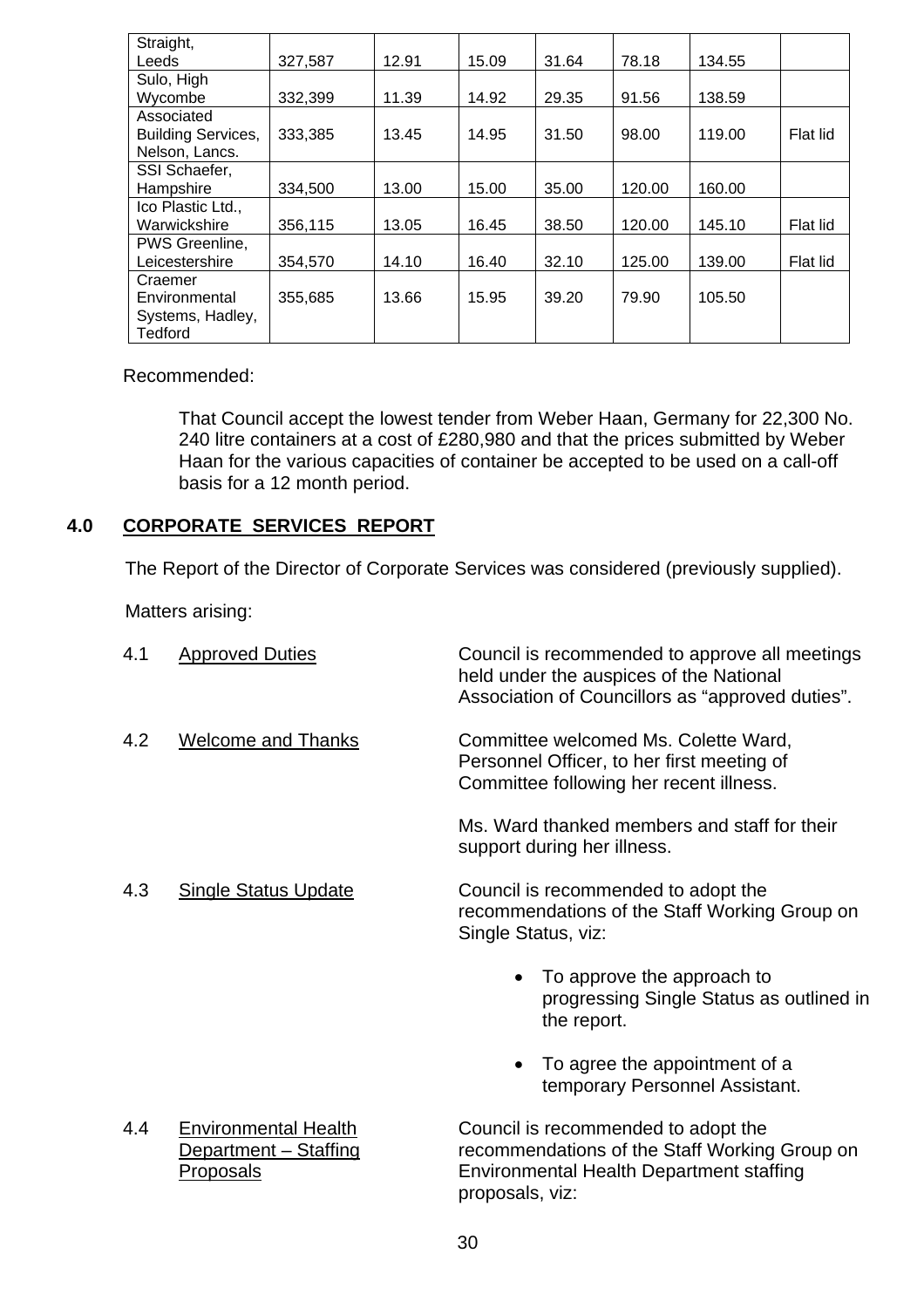| | | | | | | | |
|---|---|---|---|---|---|---|---|
| Straight, Leeds | 327,587 | 12.91 | 15.09 | 31.64 | 78.18 | 134.55 | |
| Sulo, High Wycombe | 332,399 | 11.39 | 14.92 | 29.35 | 91.56 | 138.59 | |
| Associated Building Services, Nelson, Lancs. | 333,385 | 13.45 | 14.95 | 31.50 | 98.00 | 119.00 | Flat lid |
| SSI Schaefer, Hampshire | 334,500 | 13.00 | 15.00 | 35.00 | 120.00 | 160.00 | |
| Ico Plastic Ltd., Warwickshire | 356,115 | 13.05 | 16.45 | 38.50 | 120.00 | 145.10 | Flat lid |
| PWS Greenline, Leicestershire | 354,570 | 14.10 | 16.40 | 32.10 | 125.00 | 139.00 | Flat lid |
| Craemer Environmental Systems, Hadley, Tedford | 355,685 | 13.66 | 15.95 | 39.20 | 79.90 | 105.50 | |

Recommended:

That Council accept the lowest tender from Weber Haan, Germany for 22,300 No. 240 litre containers at a cost of £280,980 and that the prices submitted by Weber Haan for the various capacities of container be accepted to be used on a call-off basis for a 12 month period.

## 4.0 CORPORATE SERVICES REPORT

The Report of the Director of Corporate Services was considered (previously supplied).

Matters arising:

4.1 Approved Duties

Council is recommended to approve all meetings held under the auspices of the National Association of Councillors as "approved duties".

4.2 Welcome and Thanks

Committee welcomed Ms. Colette Ward, Personnel Officer, to her first meeting of Committee following her recent illness.

Ms. Ward thanked members and staff for their support during her illness.

4.3 Single Status Update

Council is recommended to adopt the recommendations of the Staff Working Group on Single Status, viz:

- To approve the approach to progressing Single Status as outlined in the report.
- To agree the appointment of a temporary Personnel Assistant.

4.4 Environmental Health Department – Staffing Proposals

Council is recommended to adopt the recommendations of the Staff Working Group on Environmental Health Department staffing proposals, viz: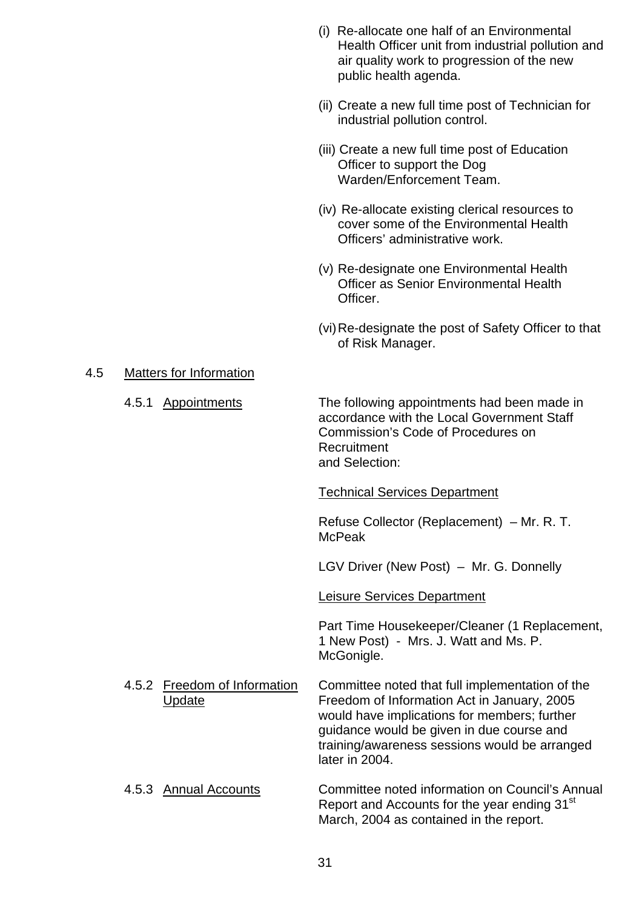(i) Re-allocate one half of an Environmental Health Officer unit from industrial pollution and air quality work to progression of the new public health agenda.

(ii) Create a new full time post of Technician for industrial pollution control.

(iii) Create a new full time post of Education Officer to support the Dog Warden/Enforcement Team.

(iv) Re-allocate existing clerical resources to cover some of the Environmental Health Officers' administrative work.

(v) Re-designate one Environmental Health Officer as Senior Environmental Health Officer.

(vi) Re-designate the post of Safety Officer to that of Risk Manager.

4.5 Matters for Information

4.5.1 Appointments

The following appointments had been made in accordance with the Local Government Staff Commission's Code of Procedures on Recruitment and Selection:

Technical Services Department

Refuse Collector (Replacement) – Mr. R. T. McPeak

LGV Driver (New Post) – Mr. G. Donnelly

Leisure Services Department

Part Time Housekeeper/Cleaner (1 Replacement, 1 New Post) - Mrs. J. Watt and Ms. P. McGonigle.

4.5.2 Freedom of Information Update

Committee noted that full implementation of the Freedom of Information Act in January, 2005 would have implications for members; further guidance would be given in due course and training/awareness sessions would be arranged later in 2004.

4.5.3 Annual Accounts

Committee noted information on Council's Annual Report and Accounts for the year ending 31st March, 2004 as contained in the report.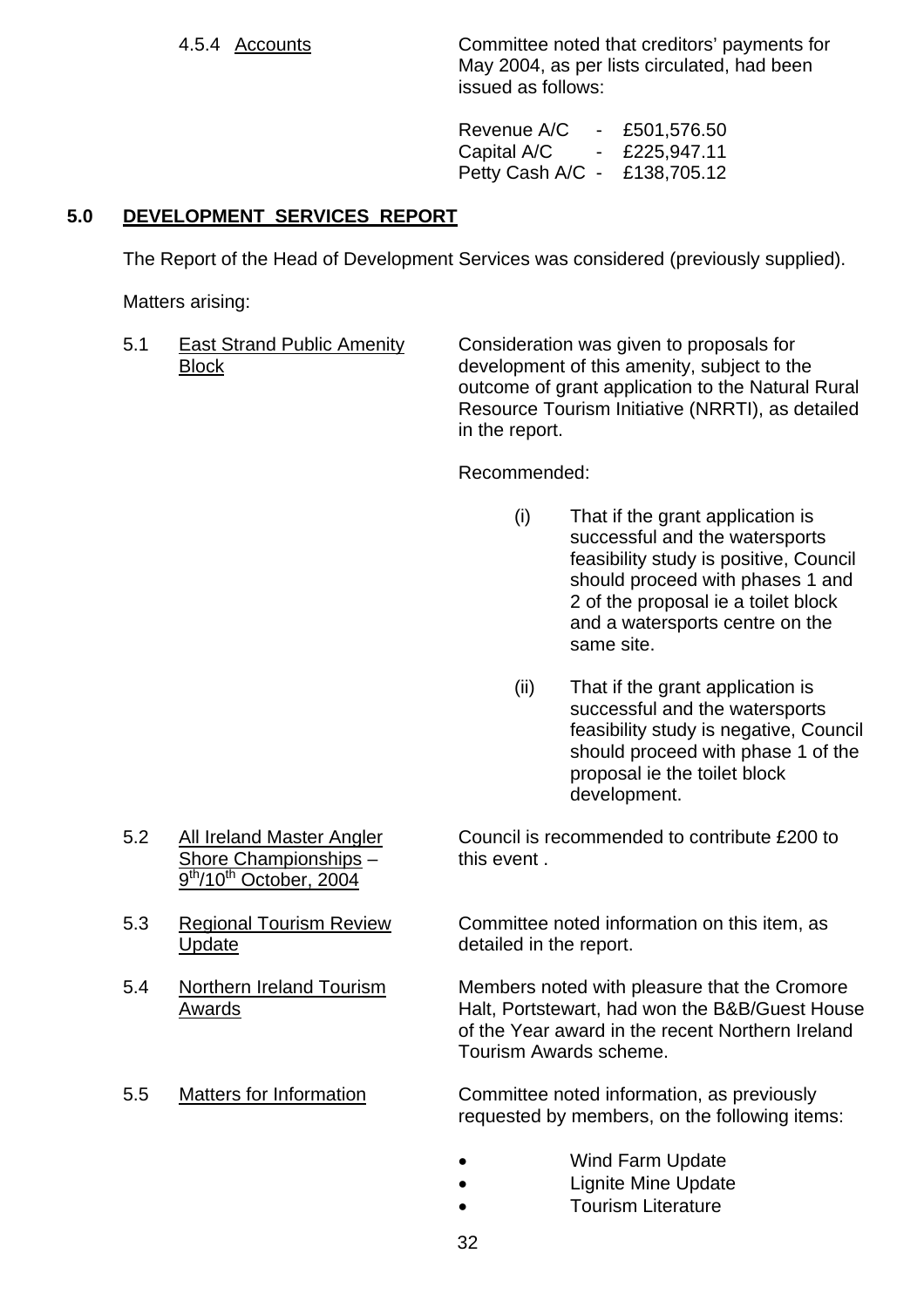4.5.4 Accounts

Committee noted that creditors' payments for May 2004, as per lists circulated, had been issued as follows:

| | | |
|---|---|---|
| Revenue A/C | - | £501,576.50 |
| Capital A/C | - | £225,947.11 |
| Petty Cash A/C | - | £138,705.12 |

## 5.0 DEVELOPMENT SERVICES REPORT

The Report of the Head of Development Services was considered (previously supplied).

Matters arising:

5.1 East Strand Public Amenity Block

Consideration was given to proposals for development of this amenity, subject to the outcome of grant application to the Natural Rural Resource Tourism Initiative (NRRTI), as detailed in the report.

Recommended:

(i) That if the grant application is successful and the watersports feasibility study is positive, Council should proceed with phases 1 and 2 of the proposal ie a toilet block and a watersports centre on the same site.

(ii) That if the grant application is successful and the watersports feasibility study is negative, Council should proceed with phase 1 of the proposal ie the toilet block development.

5.2 All Ireland Master Angler Shore Championships – 9th/10th October, 2004

Council is recommended to contribute £200 to this event .

5.3 Regional Tourism Review Update

Committee noted information on this item, as detailed in the report.

5.4 Northern Ireland Tourism Awards

Members noted with pleasure that the Cromore Halt, Portstewart, had won the B&B/Guest House of the Year award in the recent Northern Ireland Tourism Awards scheme.

5.5 Matters for Information

Committee noted information, as previously requested by members, on the following items:

- Wind Farm Update
- Lignite Mine Update
- Tourism Literature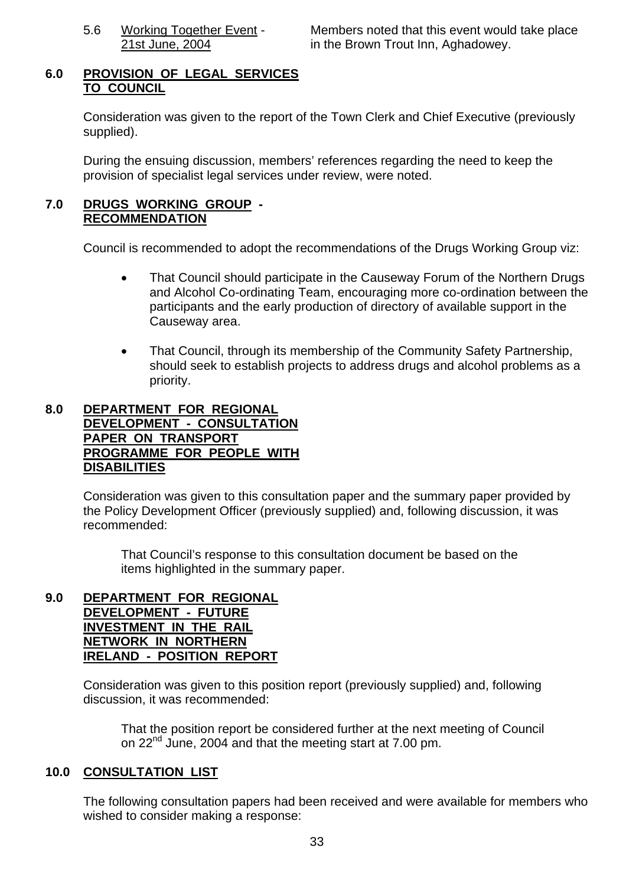5.6 Working Together Event - 21st June, 2004 — Members noted that this event would take place in the Brown Trout Inn, Aghadowey.

**6.0 PROVISION OF LEGAL SERVICES TO COUNCIL**

Consideration was given to the report of the Town Clerk and Chief Executive (previously supplied).

During the ensuing discussion, members' references regarding the need to keep the provision of specialist legal services under review, were noted.

**7.0 DRUGS WORKING GROUP - RECOMMENDATION**

Council is recommended to adopt the recommendations of the Drugs Working Group viz:

- That Council should participate in the Causeway Forum of the Northern Drugs and Alcohol Co-ordinating Team, encouraging more co-ordination between the participants and the early production of directory of available support in the Causeway area.

- That Council, through its membership of the Community Safety Partnership, should seek to establish projects to address drugs and alcohol problems as a priority.

**8.0 DEPARTMENT FOR REGIONAL DEVELOPMENT - CONSULTATION PAPER ON TRANSPORT PROGRAMME FOR PEOPLE WITH DISABILITIES**

Consideration was given to this consultation paper and the summary paper provided by the Policy Development Officer (previously supplied) and, following discussion, it was recommended:

> That Council's response to this consultation document be based on the items highlighted in the summary paper.

**9.0 DEPARTMENT FOR REGIONAL DEVELOPMENT - FUTURE INVESTMENT IN THE RAIL NETWORK IN NORTHERN IRELAND - POSITION REPORT**

Consideration was given to this position report (previously supplied) and, following discussion, it was recommended:

> That the position report be considered further at the next meeting of Council on 22nd June, 2004 and that the meeting start at 7.00 pm.

**10.0 CONSULTATION LIST**

The following consultation papers had been received and were available for members who wished to consider making a response: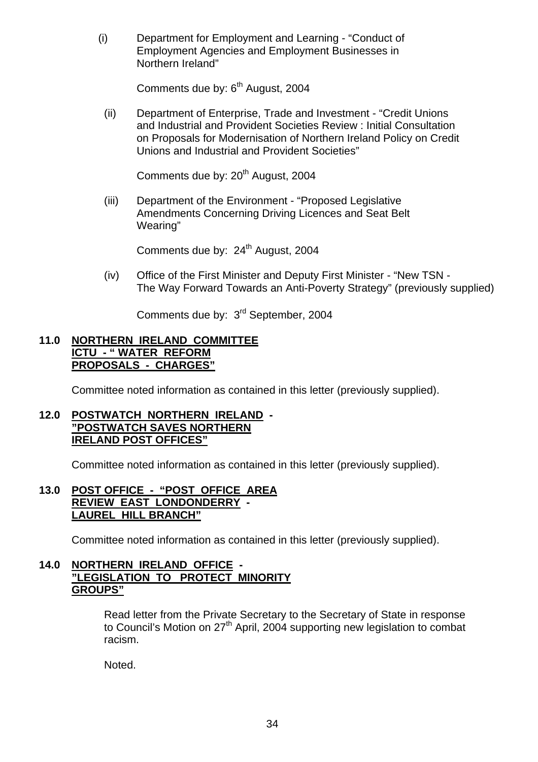(i) Department for Employment and Learning - "Conduct of Employment Agencies and Employment Businesses in Northern Ireland"

Comments due by: 6th August, 2004

(ii) Department of Enterprise, Trade and Investment - "Credit Unions and Industrial and Provident Societies Review : Initial Consultation on Proposals for Modernisation of Northern Ireland Policy on Credit Unions and Industrial and Provident Societies"

Comments due by: 20th August, 2004

(iii) Department of the Environment - "Proposed Legislative Amendments Concerning Driving Licences and Seat Belt Wearing"

Comments due by: 24th August, 2004

(iv) Office of the First Minister and Deputy First Minister - "New TSN - The Way Forward Towards an Anti-Poverty Strategy" (previously supplied)

Comments due by: 3rd September, 2004

**11.0 NORTHERN IRELAND COMMITTEE ICTU - " WATER REFORM PROPOSALS - CHARGES"**

Committee noted information as contained in this letter (previously supplied).

**12.0 POSTWATCH NORTHERN IRELAND - "POSTWATCH SAVES NORTHERN IRELAND POST OFFICES"**

Committee noted information as contained in this letter (previously supplied).

**13.0 POST OFFICE - "POST OFFICE AREA REVIEW EAST LONDONDERRY - LAUREL HILL BRANCH"**

Committee noted information as contained in this letter (previously supplied).

**14.0 NORTHERN IRELAND OFFICE - "LEGISLATION TO PROTECT MINORITY GROUPS"**

Read letter from the Private Secretary to the Secretary of State in response to Council's Motion on 27th April, 2004 supporting new legislation to combat racism.

Noted.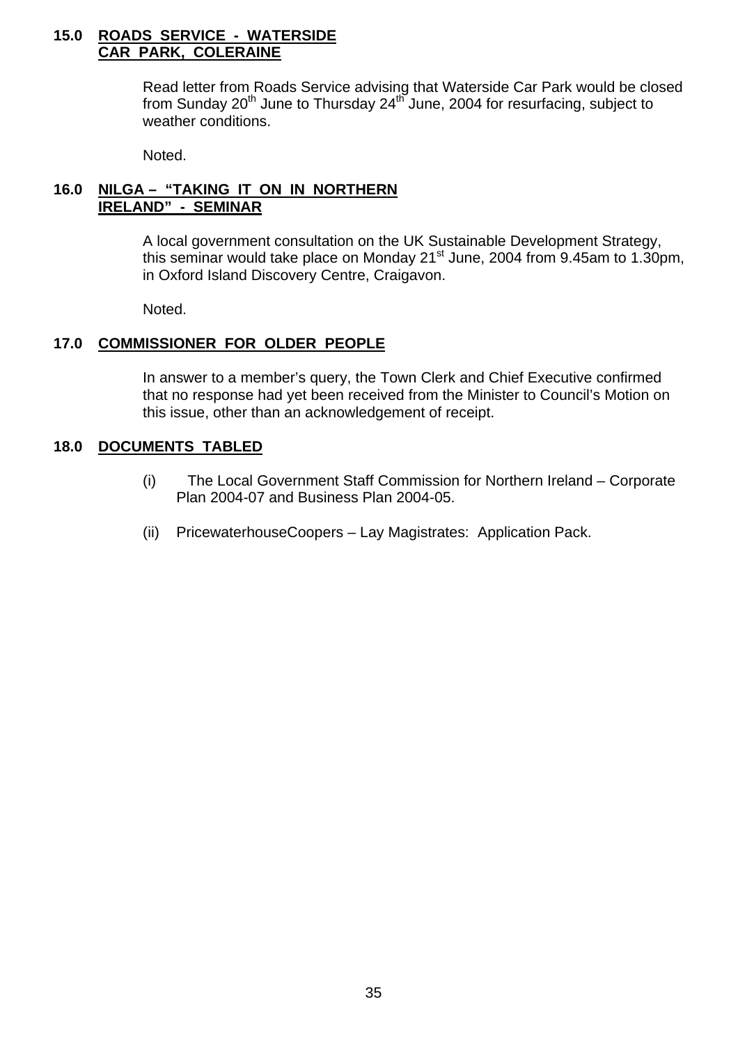**15.0 ROADS SERVICE - WATERSIDE CAR PARK, COLERAINE**

Read letter from Roads Service advising that Waterside Car Park would be closed from Sunday 20th June to Thursday 24th June, 2004 for resurfacing, subject to weather conditions.

Noted.

**16.0 NILGA – "TAKING IT ON IN NORTHERN IRELAND" - SEMINAR**

A local government consultation on the UK Sustainable Development Strategy, this seminar would take place on Monday 21st June, 2004 from 9.45am to 1.30pm, in Oxford Island Discovery Centre, Craigavon.

Noted.

**17.0 COMMISSIONER FOR OLDER PEOPLE**

In answer to a member's query, the Town Clerk and Chief Executive confirmed that no response had yet been received from the Minister to Council's Motion on this issue, other than an acknowledgement of receipt.

**18.0 DOCUMENTS TABLED**

(i) The Local Government Staff Commission for Northern Ireland – Corporate Plan 2004-07 and Business Plan 2004-05.

(ii) PricewaterhouseCoopers – Lay Magistrates: Application Pack.